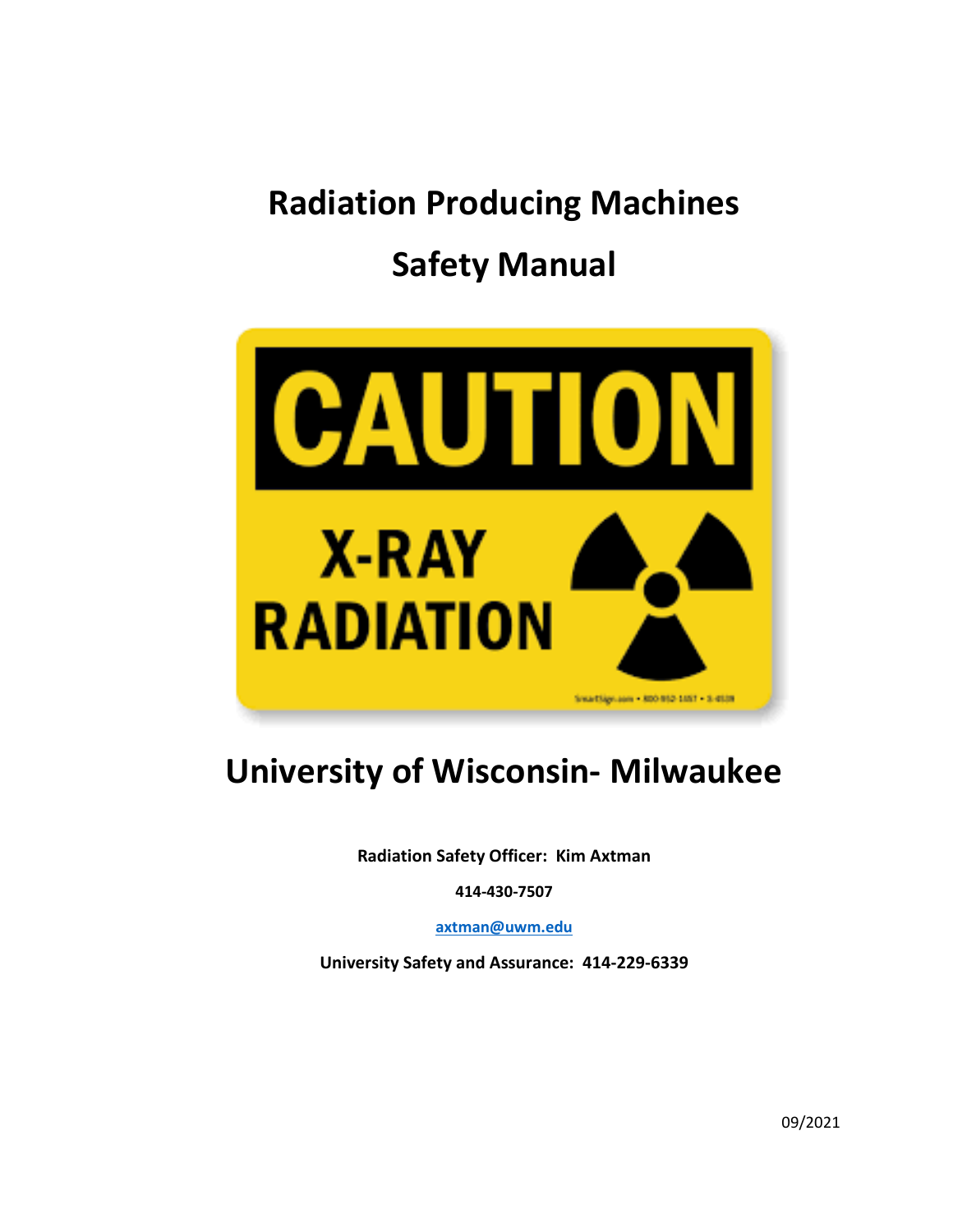# Radiation Producing Machines

# Safety Manual

CAUTION

X-RAY RADIATION

## University of Wisconsin- Milwaukee

**Radiation Safety Officer: Kim Axtman**

**414-430-7507**

**axtman@uwm.edu**

**University Safety and Assurance: 414-229-6339**

09/2021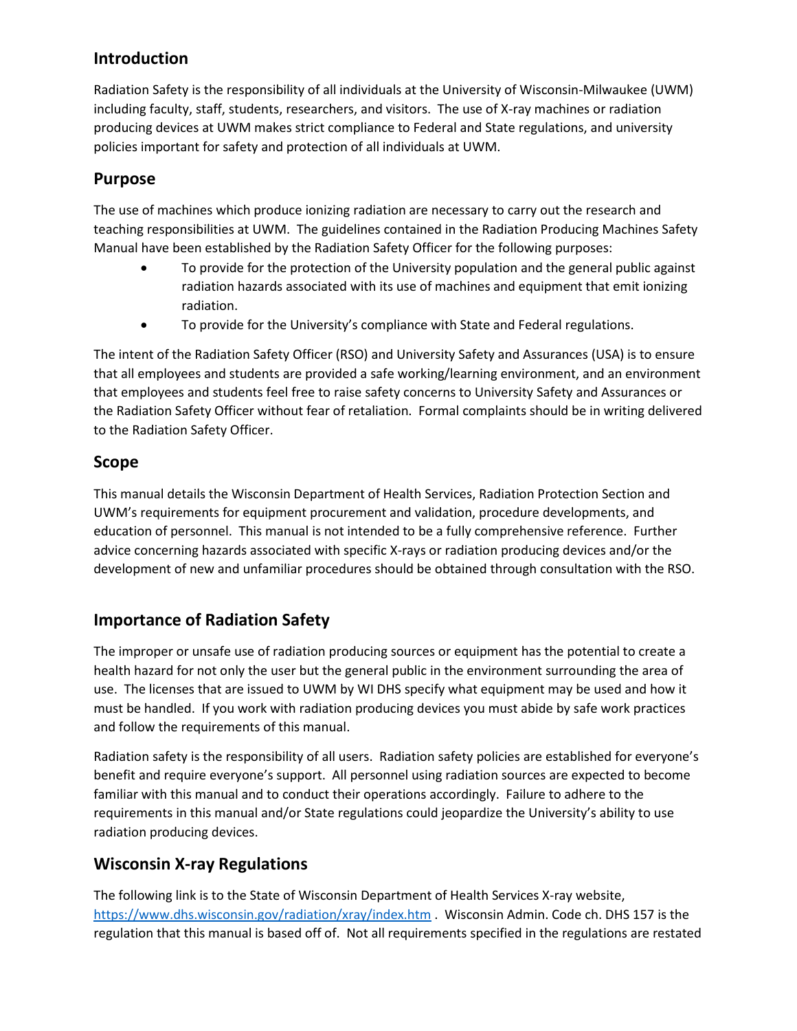## Introduction

Radiation Safety is the responsibility of all individuals at the University of Wisconsin-Milwaukee (UWM) including faculty, staff, students, researchers, and visitors. The use of X-ray machines or radiation producing devices at UWM makes strict compliance to Federal and State regulations, and university policies important for safety and protection of all individuals at UWM.

## Purpose

The use of machines which produce ionizing radiation are necessary to carry out the research and teaching responsibilities at UWM. The guidelines contained in the Radiation Producing Machines Safety Manual have been established by the Radiation Safety Officer for the following purposes:

- To provide for the protection of the University population and the general public against radiation hazards associated with its use of machines and equipment that emit ionizing radiation.
- To provide for the University's compliance with State and Federal regulations.

The intent of the Radiation Safety Officer (RSO) and University Safety and Assurances (USA) is to ensure that all employees and students are provided a safe working/learning environment, and an environment that employees and students feel free to raise safety concerns to University Safety and Assurances or the Radiation Safety Officer without fear of retaliation. Formal complaints should be in writing delivered to the Radiation Safety Officer.

## Scope

This manual details the Wisconsin Department of Health Services, Radiation Protection Section and UWM's requirements for equipment procurement and validation, procedure developments, and education of personnel. This manual is not intended to be a fully comprehensive reference. Further advice concerning hazards associated with specific X-rays or radiation producing devices and/or the development of new and unfamiliar procedures should be obtained through consultation with the RSO.

## Importance of Radiation Safety

The improper or unsafe use of radiation producing sources or equipment has the potential to create a health hazard for not only the user but the general public in the environment surrounding the area of use. The licenses that are issued to UWM by WI DHS specify what equipment may be used and how it must be handled. If you work with radiation producing devices you must abide by safe work practices and follow the requirements of this manual.

Radiation safety is the responsibility of all users. Radiation safety policies are established for everyone's benefit and require everyone's support. All personnel using radiation sources are expected to become familiar with this manual and to conduct their operations accordingly. Failure to adhere to the requirements in this manual and/or State regulations could jeopardize the University's ability to use radiation producing devices.

## Wisconsin X-ray Regulations

The following link is to the State of Wisconsin Department of Health Services X-ray website, https://www.dhs.wisconsin.gov/radiation/xray/index.htm . Wisconsin Admin. Code ch. DHS 157 is the regulation that this manual is based off of. Not all requirements specified in the regulations are restated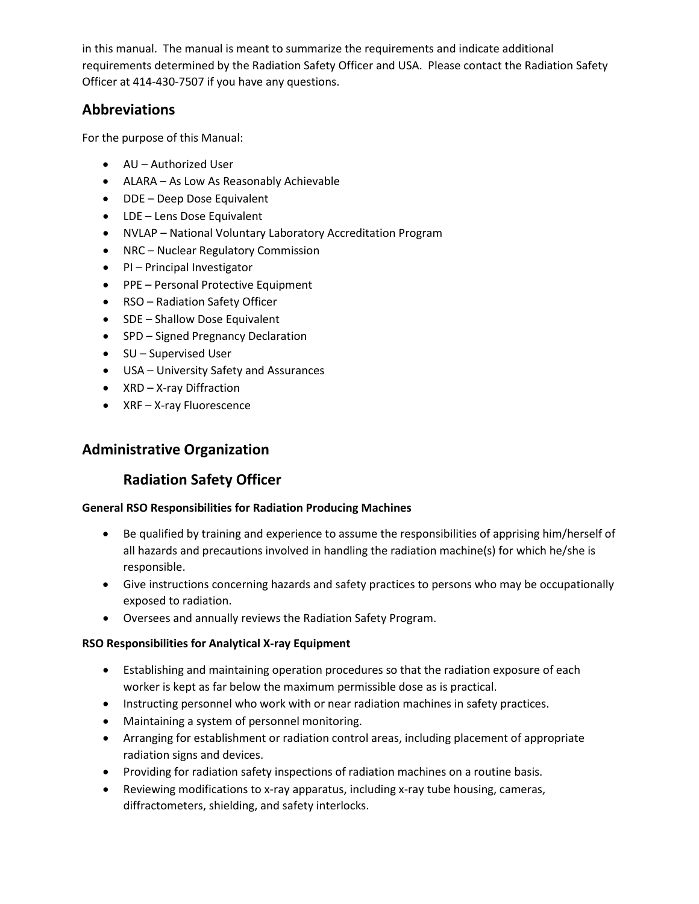in this manual. The manual is meant to summarize the requirements and indicate additional requirements determined by the Radiation Safety Officer and USA. Please contact the Radiation Safety Officer at 414-430-7507 if you have any questions.

## Abbreviations

For the purpose of this Manual:

- AU – Authorized User
- ALARA – As Low As Reasonably Achievable
- DDE – Deep Dose Equivalent
- LDE – Lens Dose Equivalent
- NVLAP – National Voluntary Laboratory Accreditation Program
- NRC – Nuclear Regulatory Commission
- PI – Principal Investigator
- PPE – Personal Protective Equipment
- RSO – Radiation Safety Officer
- SDE – Shallow Dose Equivalent
- SPD – Signed Pregnancy Declaration
- SU – Supervised User
- USA – University Safety and Assurances
- XRD – X-ray Diffraction
- XRF – X-ray Fluorescence

## Administrative Organization

### Radiation Safety Officer

**General RSO Responsibilities for Radiation Producing Machines**

- Be qualified by training and experience to assume the responsibilities of apprising him/herself of all hazards and precautions involved in handling the radiation machine(s) for which he/she is responsible.
- Give instructions concerning hazards and safety practices to persons who may be occupationally exposed to radiation.
- Oversees and annually reviews the Radiation Safety Program.

**RSO Responsibilities for Analytical X-ray Equipment**

- Establishing and maintaining operation procedures so that the radiation exposure of each worker is kept as far below the maximum permissible dose as is practical.
- Instructing personnel who work with or near radiation machines in safety practices.
- Maintaining a system of personnel monitoring.
- Arranging for establishment or radiation control areas, including placement of appropriate radiation signs and devices.
- Providing for radiation safety inspections of radiation machines on a routine basis.
- Reviewing modifications to x-ray apparatus, including x-ray tube housing, cameras, diffractometers, shielding, and safety interlocks.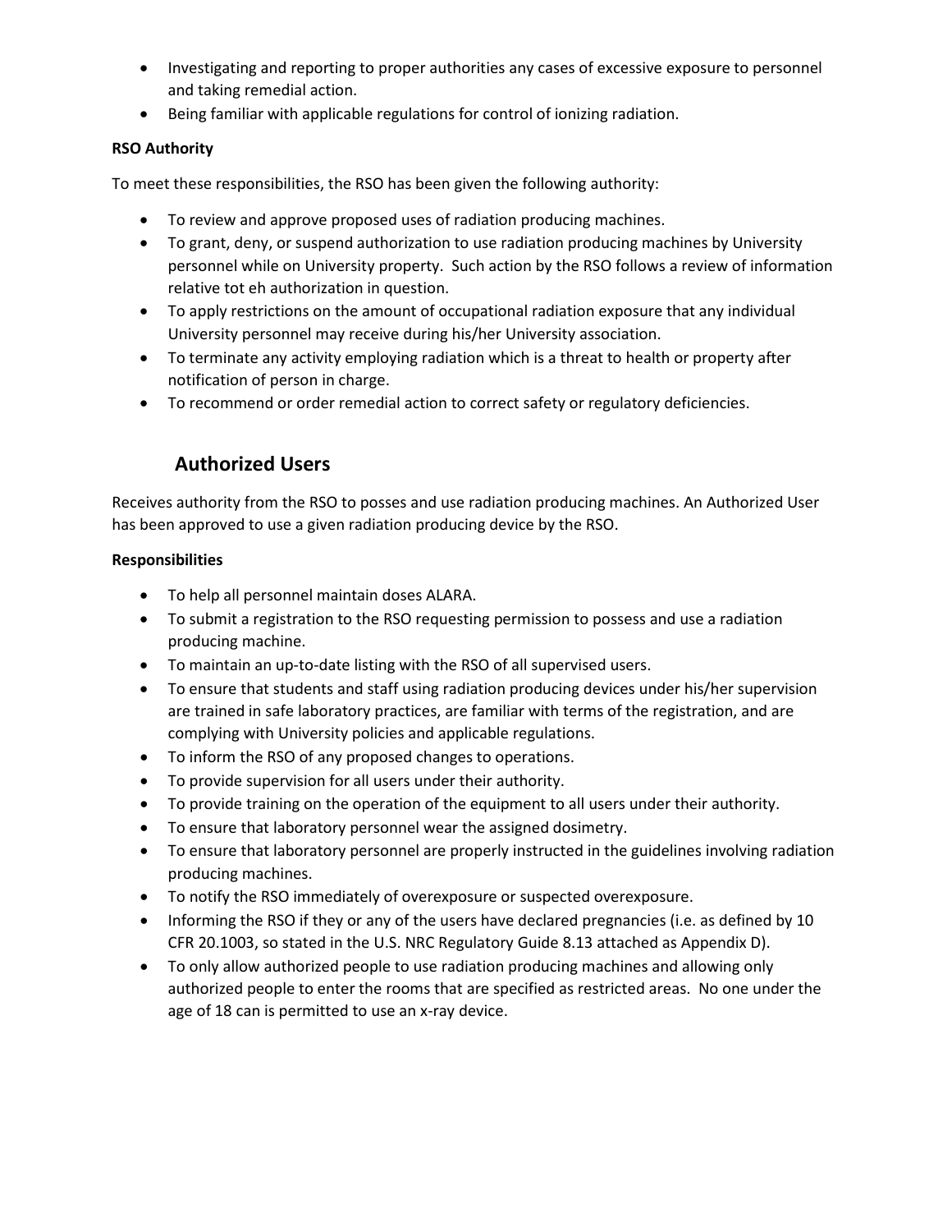- Investigating and reporting to proper authorities any cases of excessive exposure to personnel and taking remedial action.
- Being familiar with applicable regulations for control of ionizing radiation.

**RSO Authority**

To meet these responsibilities, the RSO has been given the following authority:

- To review and approve proposed uses of radiation producing machines.
- To grant, deny, or suspend authorization to use radiation producing machines by University personnel while on University property. Such action by the RSO follows a review of information relative tot eh authorization in question.
- To apply restrictions on the amount of occupational radiation exposure that any individual University personnel may receive during his/her University association.
- To terminate any activity employing radiation which is a threat to health or property after notification of person in charge.
- To recommend or order remedial action to correct safety or regulatory deficiencies.

## Authorized Users

Receives authority from the RSO to posses and use radiation producing machines. An Authorized User has been approved to use a given radiation producing device by the RSO.

**Responsibilities**

- To help all personnel maintain doses ALARA.
- To submit a registration to the RSO requesting permission to possess and use a radiation producing machine.
- To maintain an up-to-date listing with the RSO of all supervised users.
- To ensure that students and staff using radiation producing devices under his/her supervision are trained in safe laboratory practices, are familiar with terms of the registration, and are complying with University policies and applicable regulations.
- To inform the RSO of any proposed changes to operations.
- To provide supervision for all users under their authority.
- To provide training on the operation of the equipment to all users under their authority.
- To ensure that laboratory personnel wear the assigned dosimetry.
- To ensure that laboratory personnel are properly instructed in the guidelines involving radiation producing machines.
- To notify the RSO immediately of overexposure or suspected overexposure.
- Informing the RSO if they or any of the users have declared pregnancies (i.e. as defined by 10 CFR 20.1003, so stated in the U.S. NRC Regulatory Guide 8.13 attached as Appendix D).
- To only allow authorized people to use radiation producing machines and allowing only authorized people to enter the rooms that are specified as restricted areas. No one under the age of 18 can is permitted to use an x-ray device.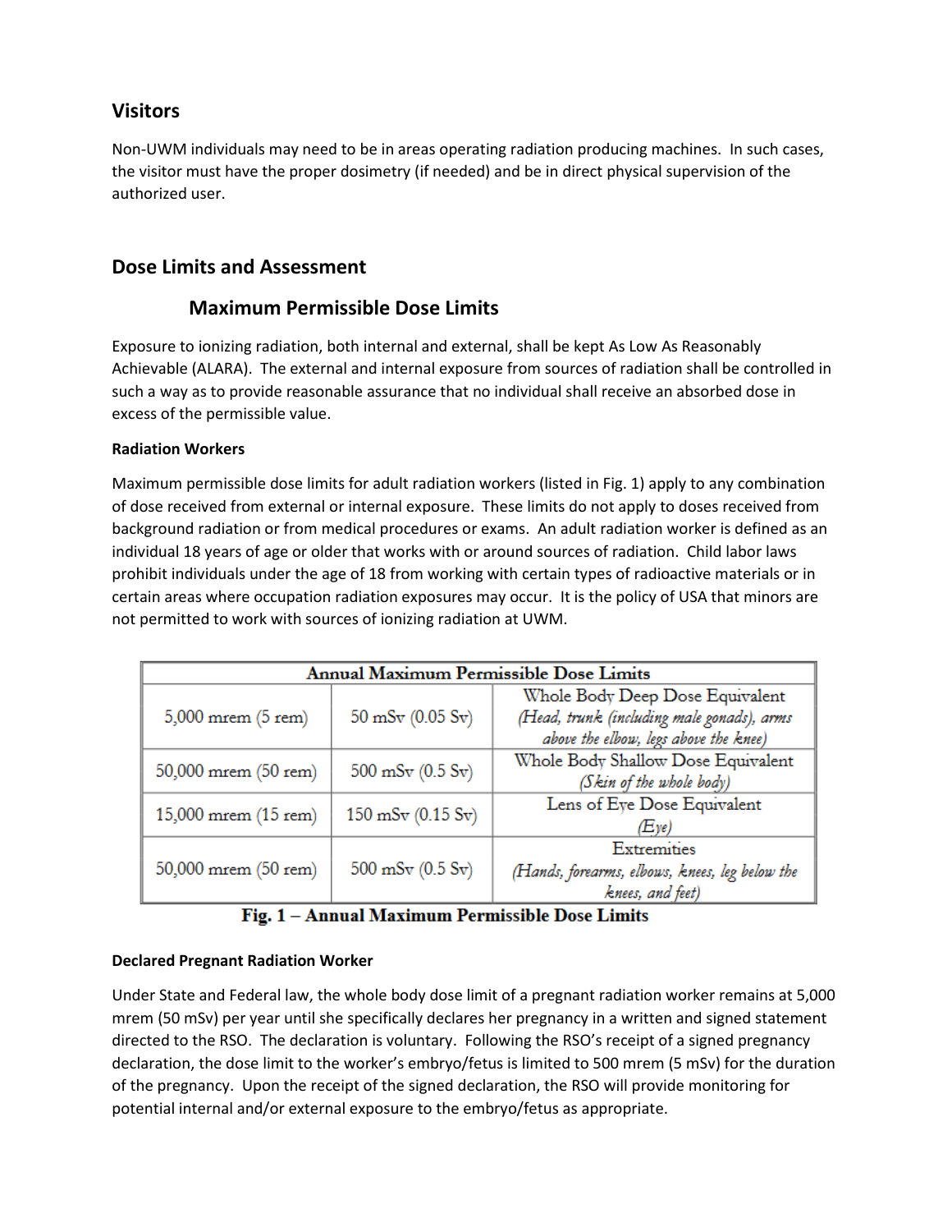## Visitors

Non-UWM individuals may need to be in areas operating radiation producing machines. In such cases, the visitor must have the proper dosimetry (if needed) and be in direct physical supervision of the authorized user.

## Dose Limits and Assessment

### Maximum Permissible Dose Limits

Exposure to ionizing radiation, both internal and external, shall be kept As Low As Reasonably Achievable (ALARA). The external and internal exposure from sources of radiation shall be controlled in such a way as to provide reasonable assurance that no individual shall receive an absorbed dose in excess of the permissible value.

**Radiation Workers**

Maximum permissible dose limits for adult radiation workers (listed in Fig. 1) apply to any combination of dose received from external or internal exposure. These limits do not apply to doses received from background radiation or from medical procedures or exams. An adult radiation worker is defined as an individual 18 years of age or older that works with or around sources of radiation. Child labor laws prohibit individuals under the age of 18 from working with certain types of radioactive materials or in certain areas where occupation radiation exposures may occur. It is the policy of USA that minors are not permitted to work with sources of ionizing radiation at UWM.

| Annual Maximum Permissible Dose Limits | | |
|---|---|---|
| 5,000 mrem (5 rem) | 50 mSv (0.05 Sv) | Whole Body Deep Dose Equivalent *(Head, trunk (including male gonads), arms above the elbow, legs above the knee)* |
| 50,000 mrem (50 rem) | 500 mSv (0.5 Sv) | Whole Body Shallow Dose Equivalent *(Skin of the whole body)* |
| 15,000 mrem (15 rem) | 150 mSv (0.15 Sv) | Lens of Eye Dose Equivalent *(Eye)* |
| 50,000 mrem (50 rem) | 500 mSv (0.5 Sv) | Extremities *(Hands, forearms, elbows, knees, leg below the knees, and feet)* |

**Fig. 1 – Annual Maximum Permissible Dose Limits**

**Declared Pregnant Radiation Worker**

Under State and Federal law, the whole body dose limit of a pregnant radiation worker remains at 5,000 mrem (50 mSv) per year until she specifically declares her pregnancy in a written and signed statement directed to the RSO. The declaration is voluntary. Following the RSO's receipt of a signed pregnancy declaration, the dose limit to the worker's embryo/fetus is limited to 500 mrem (5 mSv) for the duration of the pregnancy. Upon the receipt of the signed declaration, the RSO will provide monitoring for potential internal and/or external exposure to the embryo/fetus as appropriate.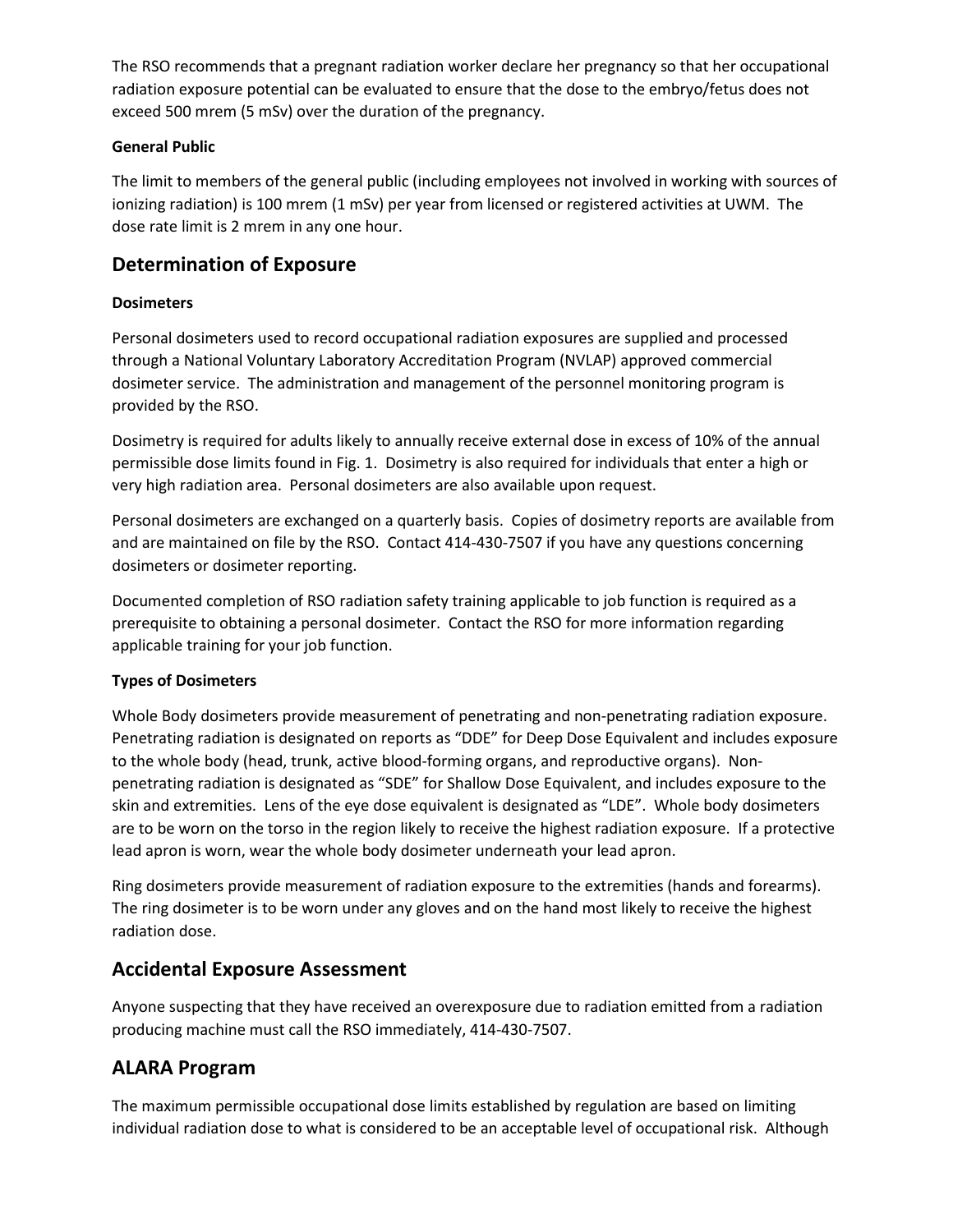The RSO recommends that a pregnant radiation worker declare her pregnancy so that her occupational radiation exposure potential can be evaluated to ensure that the dose to the embryo/fetus does not exceed 500 mrem (5 mSv) over the duration of the pregnancy.

#### General Public

The limit to members of the general public (including employees not involved in working with sources of ionizing radiation) is 100 mrem (1 mSv) per year from licensed or registered activities at UWM. The dose rate limit is 2 mrem in any one hour.

## Determination of Exposure

#### Dosimeters

Personal dosimeters used to record occupational radiation exposures are supplied and processed through a National Voluntary Laboratory Accreditation Program (NVLAP) approved commercial dosimeter service. The administration and management of the personnel monitoring program is provided by the RSO.

Dosimetry is required for adults likely to annually receive external dose in excess of 10% of the annual permissible dose limits found in Fig. 1. Dosimetry is also required for individuals that enter a high or very high radiation area. Personal dosimeters are also available upon request.

Personal dosimeters are exchanged on a quarterly basis. Copies of dosimetry reports are available from and are maintained on file by the RSO. Contact 414-430-7507 if you have any questions concerning dosimeters or dosimeter reporting.

Documented completion of RSO radiation safety training applicable to job function is required as a prerequisite to obtaining a personal dosimeter. Contact the RSO for more information regarding applicable training for your job function.

#### Types of Dosimeters

Whole Body dosimeters provide measurement of penetrating and non-penetrating radiation exposure. Penetrating radiation is designated on reports as "DDE" for Deep Dose Equivalent and includes exposure to the whole body (head, trunk, active blood-forming organs, and reproductive organs). Non-penetrating radiation is designated as "SDE" for Shallow Dose Equivalent, and includes exposure to the skin and extremities. Lens of the eye dose equivalent is designated as "LDE". Whole body dosimeters are to be worn on the torso in the region likely to receive the highest radiation exposure. If a protective lead apron is worn, wear the whole body dosimeter underneath your lead apron.

Ring dosimeters provide measurement of radiation exposure to the extremities (hands and forearms). The ring dosimeter is to be worn under any gloves and on the hand most likely to receive the highest radiation dose.

## Accidental Exposure Assessment

Anyone suspecting that they have received an overexposure due to radiation emitted from a radiation producing machine must call the RSO immediately, 414-430-7507.

## ALARA Program

The maximum permissible occupational dose limits established by regulation are based on limiting individual radiation dose to what is considered to be an acceptable level of occupational risk. Although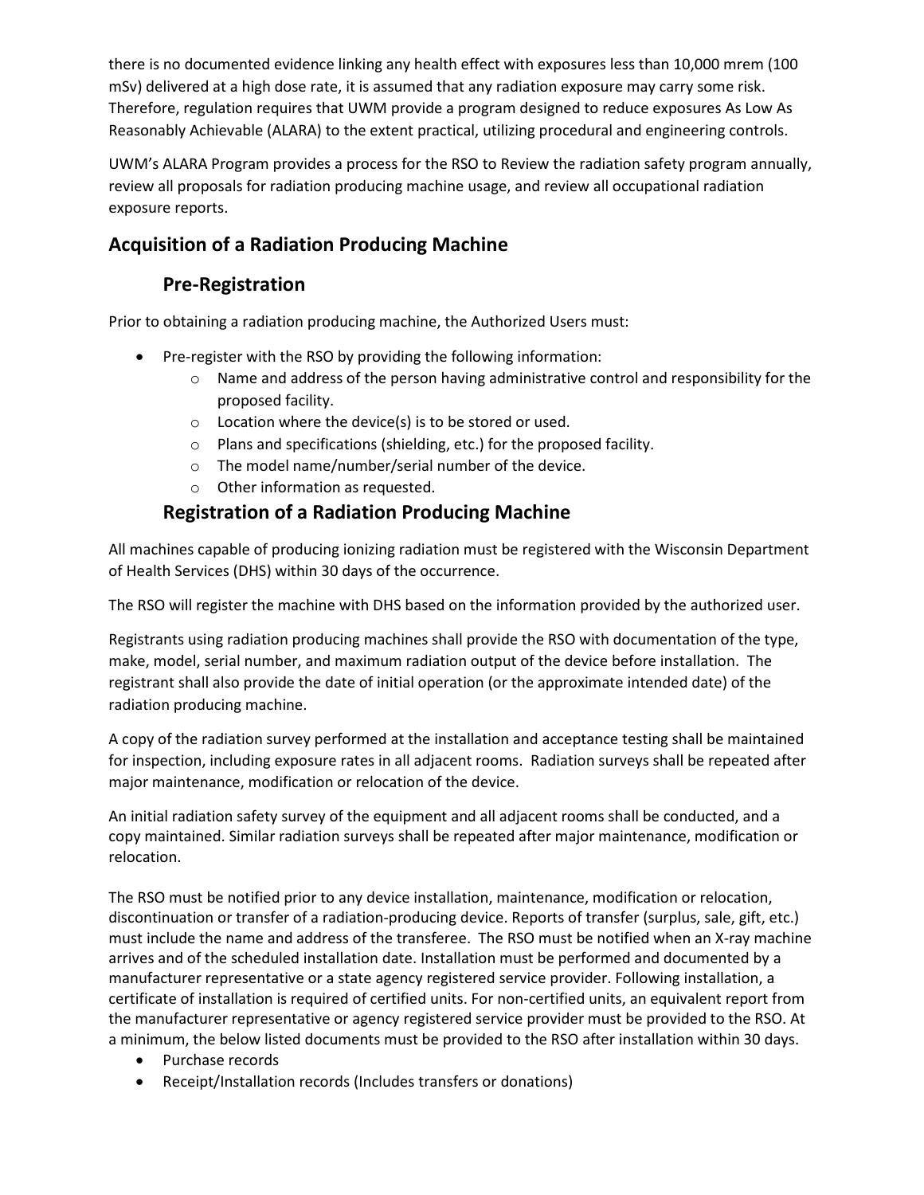there is no documented evidence linking any health effect with exposures less than 10,000 mrem (100 mSv) delivered at a high dose rate, it is assumed that any radiation exposure may carry some risk. Therefore, regulation requires that UWM provide a program designed to reduce exposures As Low As Reasonably Achievable (ALARA) to the extent practical, utilizing procedural and engineering controls.

UWM's ALARA Program provides a process for the RSO to Review the radiation safety program annually, review all proposals for radiation producing machine usage, and review all occupational radiation exposure reports.

## Acquisition of a Radiation Producing Machine

### Pre-Registration

Prior to obtaining a radiation producing machine, the Authorized Users must:

- Pre-register with the RSO by providing the following information:
    - Name and address of the person having administrative control and responsibility for the proposed facility.
    - Location where the device(s) is to be stored or used.
    - Plans and specifications (shielding, etc.) for the proposed facility.
    - The model name/number/serial number of the device.
    - Other information as requested.

### Registration of a Radiation Producing Machine

All machines capable of producing ionizing radiation must be registered with the Wisconsin Department of Health Services (DHS) within 30 days of the occurrence.

The RSO will register the machine with DHS based on the information provided by the authorized user.

Registrants using radiation producing machines shall provide the RSO with documentation of the type, make, model, serial number, and maximum radiation output of the device before installation. The registrant shall also provide the date of initial operation (or the approximate intended date) of the radiation producing machine.

A copy of the radiation survey performed at the installation and acceptance testing shall be maintained for inspection, including exposure rates in all adjacent rooms. Radiation surveys shall be repeated after major maintenance, modification or relocation of the device.

An initial radiation safety survey of the equipment and all adjacent rooms shall be conducted, and a copy maintained. Similar radiation surveys shall be repeated after major maintenance, modification or relocation.

The RSO must be notified prior to any device installation, maintenance, modification or relocation, discontinuation or transfer of a radiation-producing device. Reports of transfer (surplus, sale, gift, etc.) must include the name and address of the transferee. The RSO must be notified when an X-ray machine arrives and of the scheduled installation date. Installation must be performed and documented by a manufacturer representative or a state agency registered service provider. Following installation, a certificate of installation is required of certified units. For non-certified units, an equivalent report from the manufacturer representative or agency registered service provider must be provided to the RSO. At a minimum, the below listed documents must be provided to the RSO after installation within 30 days.

- Purchase records
- Receipt/Installation records (Includes transfers or donations)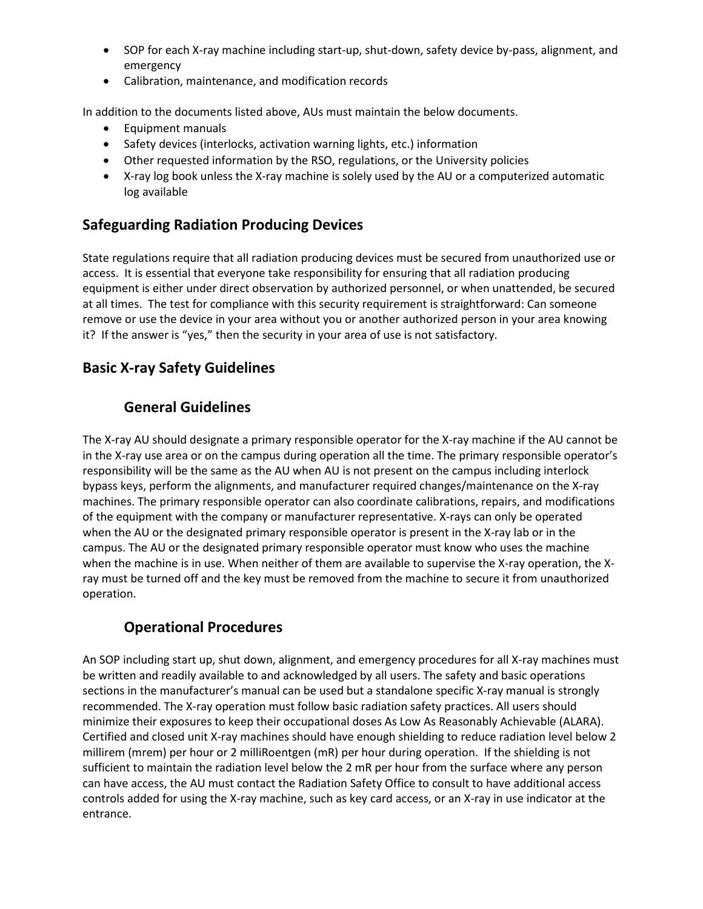- SOP for each X-ray machine including start-up, shut-down, safety device by-pass, alignment, and emergency
- Calibration, maintenance, and modification records

In addition to the documents listed above, AUs must maintain the below documents.

- Equipment manuals
- Safety devices (interlocks, activation warning lights, etc.) information
- Other requested information by the RSO, regulations, or the University policies
- X-ray log book unless the X-ray machine is solely used by the AU or a computerized automatic log available

## Safeguarding Radiation Producing Devices

State regulations require that all radiation producing devices must be secured from unauthorized use or access. It is essential that everyone take responsibility for ensuring that all radiation producing equipment is either under direct observation by authorized personnel, or when unattended, be secured at all times. The test for compliance with this security requirement is straightforward: Can someone remove or use the device in your area without you or another authorized person in your area knowing it? If the answer is "yes," then the security in your area of use is not satisfactory.

## Basic X-ray Safety Guidelines

### General Guidelines

The X-ray AU should designate a primary responsible operator for the X-ray machine if the AU cannot be in the X-ray use area or on the campus during operation all the time. The primary responsible operator's responsibility will be the same as the AU when AU is not present on the campus including interlock bypass keys, perform the alignments, and manufacturer required changes/maintenance on the X-ray machines. The primary responsible operator can also coordinate calibrations, repairs, and modifications of the equipment with the company or manufacturer representative. X-rays can only be operated when the AU or the designated primary responsible operator is present in the X-ray lab or in the campus. The AU or the designated primary responsible operator must know who uses the machine when the machine is in use. When neither of them are available to supervise the X-ray operation, the X-ray must be turned off and the key must be removed from the machine to secure it from unauthorized operation.

### Operational Procedures

An SOP including start up, shut down, alignment, and emergency procedures for all X-ray machines must be written and readily available to and acknowledged by all users. The safety and basic operations sections in the manufacturer's manual can be used but a standalone specific X-ray manual is strongly recommended. The X-ray operation must follow basic radiation safety practices. All users should minimize their exposures to keep their occupational doses As Low As Reasonably Achievable (ALARA). Certified and closed unit X-ray machines should have enough shielding to reduce radiation level below 2 millirem (mrem) per hour or 2 milliRoentgen (mR) per hour during operation. If the shielding is not sufficient to maintain the radiation level below the 2 mR per hour from the surface where any person can have access, the AU must contact the Radiation Safety Office to consult to have additional access controls added for using the X-ray machine, such as key card access, or an X-ray in use indicator at the entrance.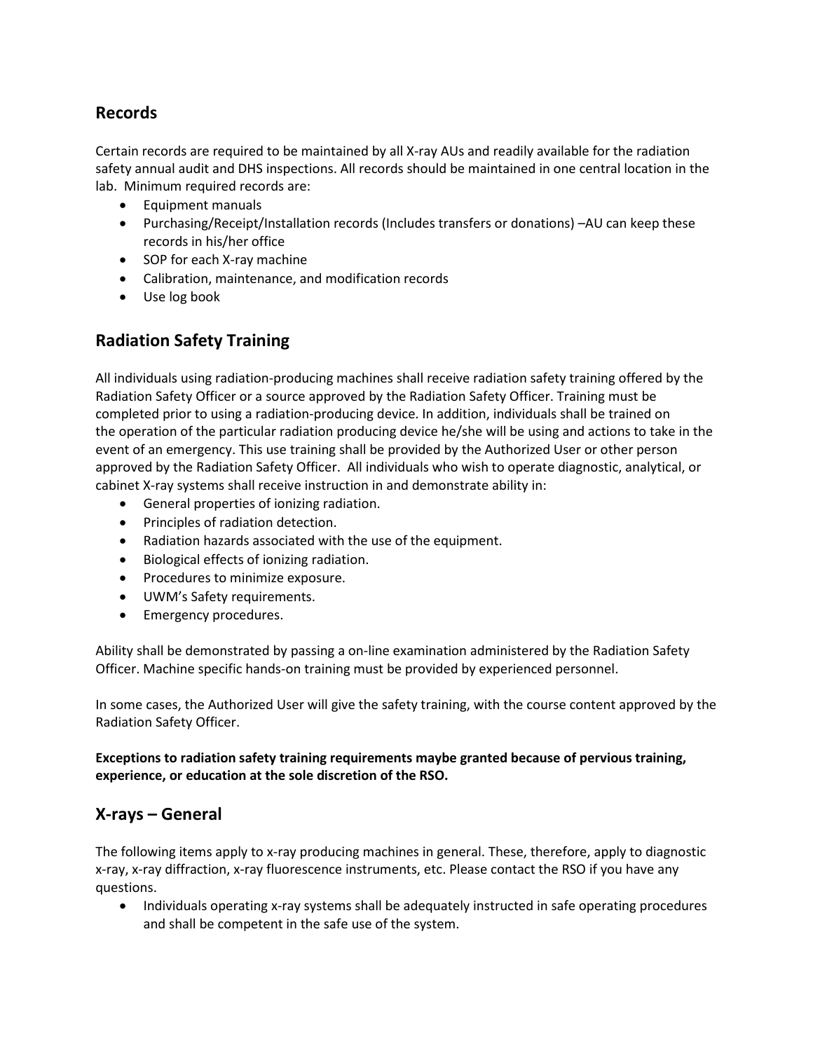## Records

Certain records are required to be maintained by all X-ray AUs and readily available for the radiation safety annual audit and DHS inspections. All records should be maintained in one central location in the lab. Minimum required records are:

- Equipment manuals
- Purchasing/Receipt/Installation records (Includes transfers or donations) –AU can keep these records in his/her office
- SOP for each X-ray machine
- Calibration, maintenance, and modification records
- Use log book

## Radiation Safety Training

All individuals using radiation-producing machines shall receive radiation safety training offered by the Radiation Safety Officer or a source approved by the Radiation Safety Officer. Training must be completed prior to using a radiation-producing device. In addition, individuals shall be trained on the operation of the particular radiation producing device he/she will be using and actions to take in the event of an emergency. This use training shall be provided by the Authorized User or other person approved by the Radiation Safety Officer. All individuals who wish to operate diagnostic, analytical, or cabinet X-ray systems shall receive instruction in and demonstrate ability in:

- General properties of ionizing radiation.
- Principles of radiation detection.
- Radiation hazards associated with the use of the equipment.
- Biological effects of ionizing radiation.
- Procedures to minimize exposure.
- UWM's Safety requirements.
- Emergency procedures.

Ability shall be demonstrated by passing a on-line examination administered by the Radiation Safety Officer. Machine specific hands-on training must be provided by experienced personnel.

In some cases, the Authorized User will give the safety training, with the course content approved by the Radiation Safety Officer.

**Exceptions to radiation safety training requirements maybe granted because of pervious training, experience, or education at the sole discretion of the RSO.**

## X-rays – General

The following items apply to x-ray producing machines in general. These, therefore, apply to diagnostic x-ray, x-ray diffraction, x-ray fluorescence instruments, etc. Please contact the RSO if you have any questions.

- Individuals operating x-ray systems shall be adequately instructed in safe operating procedures and shall be competent in the safe use of the system.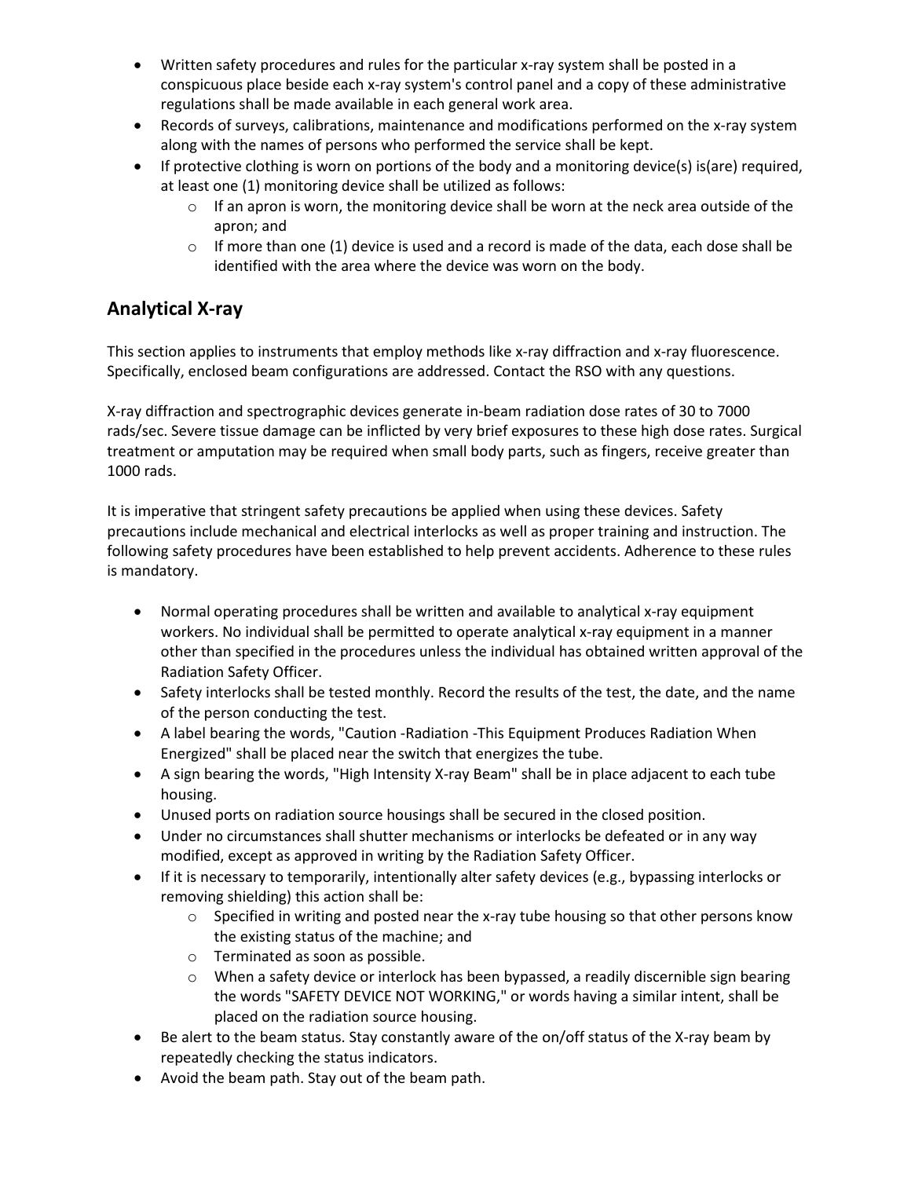- Written safety procedures and rules for the particular x-ray system shall be posted in a conspicuous place beside each x-ray system's control panel and a copy of these administrative regulations shall be made available in each general work area.
- Records of surveys, calibrations, maintenance and modifications performed on the x-ray system along with the names of persons who performed the service shall be kept.
- If protective clothing is worn on portions of the body and a monitoring device(s) is(are) required, at least one (1) monitoring device shall be utilized as follows:
    - If an apron is worn, the monitoring device shall be worn at the neck area outside of the apron; and
    - If more than one (1) device is used and a record is made of the data, each dose shall be identified with the area where the device was worn on the body.

## Analytical X-ray

This section applies to instruments that employ methods like x-ray diffraction and x-ray fluorescence. Specifically, enclosed beam configurations are addressed. Contact the RSO with any questions.

X-ray diffraction and spectrographic devices generate in-beam radiation dose rates of 30 to 7000 rads/sec. Severe tissue damage can be inflicted by very brief exposures to these high dose rates. Surgical treatment or amputation may be required when small body parts, such as fingers, receive greater than 1000 rads.

It is imperative that stringent safety precautions be applied when using these devices. Safety precautions include mechanical and electrical interlocks as well as proper training and instruction. The following safety procedures have been established to help prevent accidents. Adherence to these rules is mandatory.

- Normal operating procedures shall be written and available to analytical x-ray equipment workers. No individual shall be permitted to operate analytical x-ray equipment in a manner other than specified in the procedures unless the individual has obtained written approval of the Radiation Safety Officer.
- Safety interlocks shall be tested monthly. Record the results of the test, the date, and the name of the person conducting the test.
- A label bearing the words, "Caution -Radiation -This Equipment Produces Radiation When Energized" shall be placed near the switch that energizes the tube.
- A sign bearing the words, "High Intensity X-ray Beam" shall be in place adjacent to each tube housing.
- Unused ports on radiation source housings shall be secured in the closed position.
- Under no circumstances shall shutter mechanisms or interlocks be defeated or in any way modified, except as approved in writing by the Radiation Safety Officer.
- If it is necessary to temporarily, intentionally alter safety devices (e.g., bypassing interlocks or removing shielding) this action shall be:
    - Specified in writing and posted near the x-ray tube housing so that other persons know the existing status of the machine; and
    - Terminated as soon as possible.
    - When a safety device or interlock has been bypassed, a readily discernible sign bearing the words "SAFETY DEVICE NOT WORKING," or words having a similar intent, shall be placed on the radiation source housing.
- Be alert to the beam status. Stay constantly aware of the on/off status of the X-ray beam by repeatedly checking the status indicators.
- Avoid the beam path. Stay out of the beam path.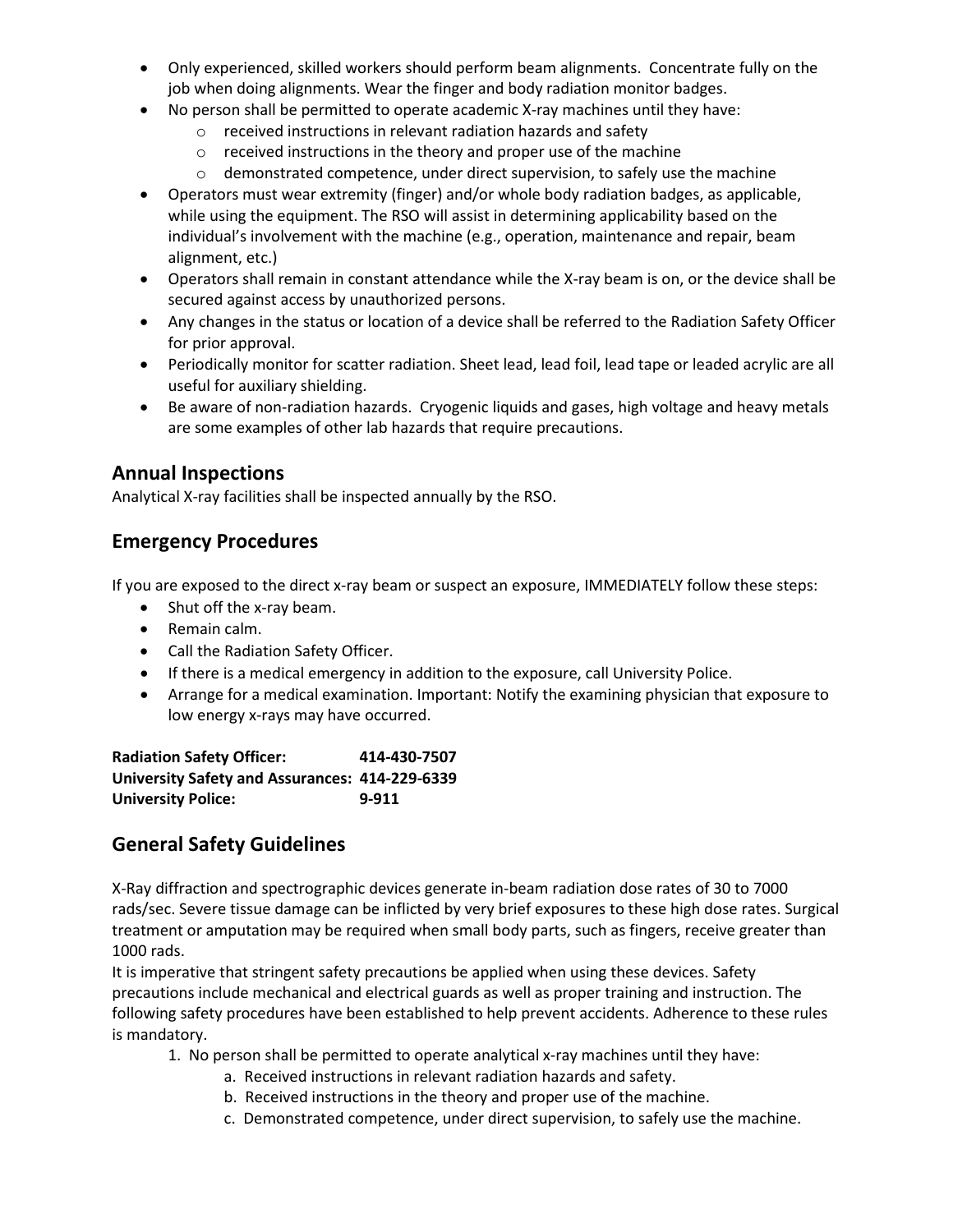- Only experienced, skilled workers should perform beam alignments. Concentrate fully on the job when doing alignments. Wear the finger and body radiation monitor badges.
- No person shall be permitted to operate academic X-ray machines until they have:
    - received instructions in relevant radiation hazards and safety
    - received instructions in the theory and proper use of the machine
    - demonstrated competence, under direct supervision, to safely use the machine
- Operators must wear extremity (finger) and/or whole body radiation badges, as applicable, while using the equipment. The RSO will assist in determining applicability based on the individual's involvement with the machine (e.g., operation, maintenance and repair, beam alignment, etc.)
- Operators shall remain in constant attendance while the X-ray beam is on, or the device shall be secured against access by unauthorized persons.
- Any changes in the status or location of a device shall be referred to the Radiation Safety Officer for prior approval.
- Periodically monitor for scatter radiation. Sheet lead, lead foil, lead tape or leaded acrylic are all useful for auxiliary shielding.
- Be aware of non-radiation hazards. Cryogenic liquids and gases, high voltage and heavy metals are some examples of other lab hazards that require precautions.

## Annual Inspections

Analytical X-ray facilities shall be inspected annually by the RSO.

## Emergency Procedures

If you are exposed to the direct x-ray beam or suspect an exposure, IMMEDIATELY follow these steps:

- Shut off the x-ray beam.
- Remain calm.
- Call the Radiation Safety Officer.
- If there is a medical emergency in addition to the exposure, call University Police.
- Arrange for a medical examination. Important: Notify the examining physician that exposure to low energy x-rays may have occurred.

**Radiation Safety Officer: 414-430-7507**
**University Safety and Assurances: 414-229-6339**
**University Police: 9-911**

## General Safety Guidelines

X-Ray diffraction and spectrographic devices generate in-beam radiation dose rates of 30 to 7000 rads/sec. Severe tissue damage can be inflicted by very brief exposures to these high dose rates. Surgical treatment or amputation may be required when small body parts, such as fingers, receive greater than 1000 rads.

It is imperative that stringent safety precautions be applied when using these devices. Safety precautions include mechanical and electrical guards as well as proper training and instruction. The following safety procedures have been established to help prevent accidents. Adherence to these rules is mandatory.

1. No person shall be permitted to operate analytical x-ray machines until they have:
    a. Received instructions in relevant radiation hazards and safety.
    b. Received instructions in the theory and proper use of the machine.
    c. Demonstrated competence, under direct supervision, to safely use the machine.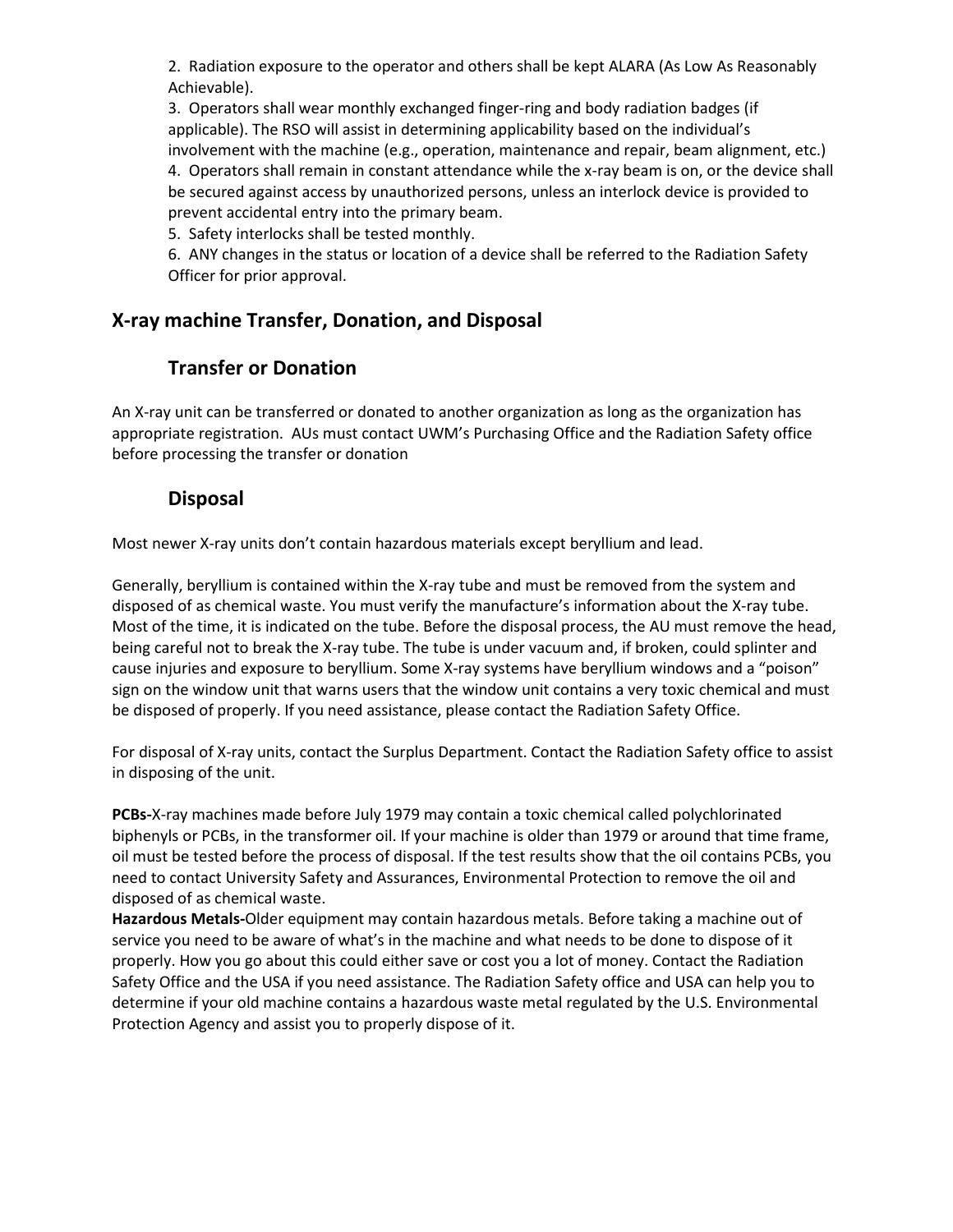2. Radiation exposure to the operator and others shall be kept ALARA (As Low As Reasonably Achievable).
3. Operators shall wear monthly exchanged finger-ring and body radiation badges (if applicable). The RSO will assist in determining applicability based on the individual's involvement with the machine (e.g., operation, maintenance and repair, beam alignment, etc.)
4. Operators shall remain in constant attendance while the x-ray beam is on, or the device shall be secured against access by unauthorized persons, unless an interlock device is provided to prevent accidental entry into the primary beam.
5. Safety interlocks shall be tested monthly.
6. ANY changes in the status or location of a device shall be referred to the Radiation Safety Officer for prior approval.

## X-ray machine Transfer, Donation, and Disposal

### Transfer or Donation

An X-ray unit can be transferred or donated to another organization as long as the organization has appropriate registration. AUs must contact UWM's Purchasing Office and the Radiation Safety office before processing the transfer or donation

### Disposal

Most newer X-ray units don't contain hazardous materials except beryllium and lead.

Generally, beryllium is contained within the X-ray tube and must be removed from the system and disposed of as chemical waste. You must verify the manufacture's information about the X-ray tube. Most of the time, it is indicated on the tube. Before the disposal process, the AU must remove the head, being careful not to break the X-ray tube. The tube is under vacuum and, if broken, could splinter and cause injuries and exposure to beryllium. Some X-ray systems have beryllium windows and a "poison" sign on the window unit that warns users that the window unit contains a very toxic chemical and must be disposed of properly. If you need assistance, please contact the Radiation Safety Office.

For disposal of X-ray units, contact the Surplus Department. Contact the Radiation Safety office to assist in disposing of the unit.

**PCBs-**X-ray machines made before July 1979 may contain a toxic chemical called polychlorinated biphenyls or PCBs, in the transformer oil. If your machine is older than 1979 or around that time frame, oil must be tested before the process of disposal. If the test results show that the oil contains PCBs, you need to contact University Safety and Assurances, Environmental Protection to remove the oil and disposed of as chemical waste.
**Hazardous Metals-**Older equipment may contain hazardous metals. Before taking a machine out of service you need to be aware of what's in the machine and what needs to be done to dispose of it properly. How you go about this could either save or cost you a lot of money. Contact the Radiation Safety Office and the USA if you need assistance. The Radiation Safety office and USA can help you to determine if your old machine contains a hazardous waste metal regulated by the U.S. Environmental Protection Agency and assist you to properly dispose of it.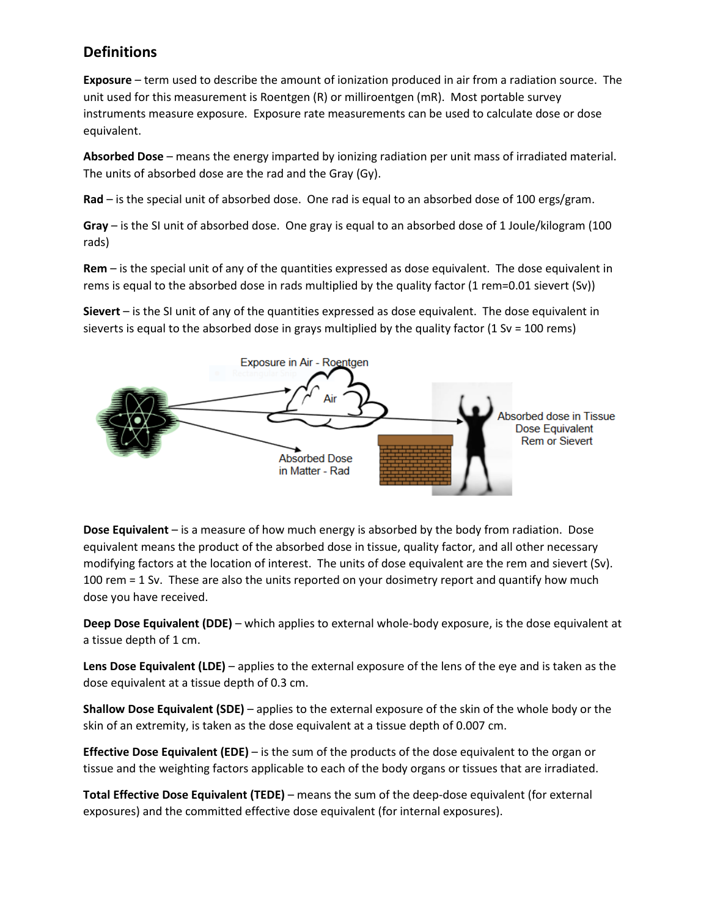## Definitions

**Exposure** – term used to describe the amount of ionization produced in air from a radiation source. The unit used for this measurement is Roentgen (R) or milliroentgen (mR). Most portable survey instruments measure exposure. Exposure rate measurements can be used to calculate dose or dose equivalent.

**Absorbed Dose** – means the energy imparted by ionizing radiation per unit mass of irradiated material. The units of absorbed dose are the rad and the Gray (Gy).

**Rad** – is the special unit of absorbed dose. One rad is equal to an absorbed dose of 100 ergs/gram.

**Gray** – is the SI unit of absorbed dose. One gray is equal to an absorbed dose of 1 Joule/kilogram (100 rads)

**Rem** – is the special unit of any of the quantities expressed as dose equivalent. The dose equivalent in rems is equal to the absorbed dose in rads multiplied by the quality factor (1 rem=0.01 sievert (Sv))

**Sievert** – is the SI unit of any of the quantities expressed as dose equivalent. The dose equivalent in sieverts is equal to the absorbed dose in grays multiplied by the quality factor (1 Sv = 100 rems)

Exposure in Air - Roentgen

Air

Absorbed Dose in Matter - Rad

Absorbed dose in Tissue Dose Equivalent Rem or Sievert

**Dose Equivalent** – is a measure of how much energy is absorbed by the body from radiation. Dose equivalent means the product of the absorbed dose in tissue, quality factor, and all other necessary modifying factors at the location of interest. The units of dose equivalent are the rem and sievert (Sv). 100 rem = 1 Sv. These are also the units reported on your dosimetry report and quantify how much dose you have received.

**Deep Dose Equivalent (DDE)** – which applies to external whole-body exposure, is the dose equivalent at a tissue depth of 1 cm.

**Lens Dose Equivalent (LDE)** – applies to the external exposure of the lens of the eye and is taken as the dose equivalent at a tissue depth of 0.3 cm.

**Shallow Dose Equivalent (SDE)** – applies to the external exposure of the skin of the whole body or the skin of an extremity, is taken as the dose equivalent at a tissue depth of 0.007 cm.

**Effective Dose Equivalent (EDE)** – is the sum of the products of the dose equivalent to the organ or tissue and the weighting factors applicable to each of the body organs or tissues that are irradiated.

**Total Effective Dose Equivalent (TEDE)** – means the sum of the deep-dose equivalent (for external exposures) and the committed effective dose equivalent (for internal exposures).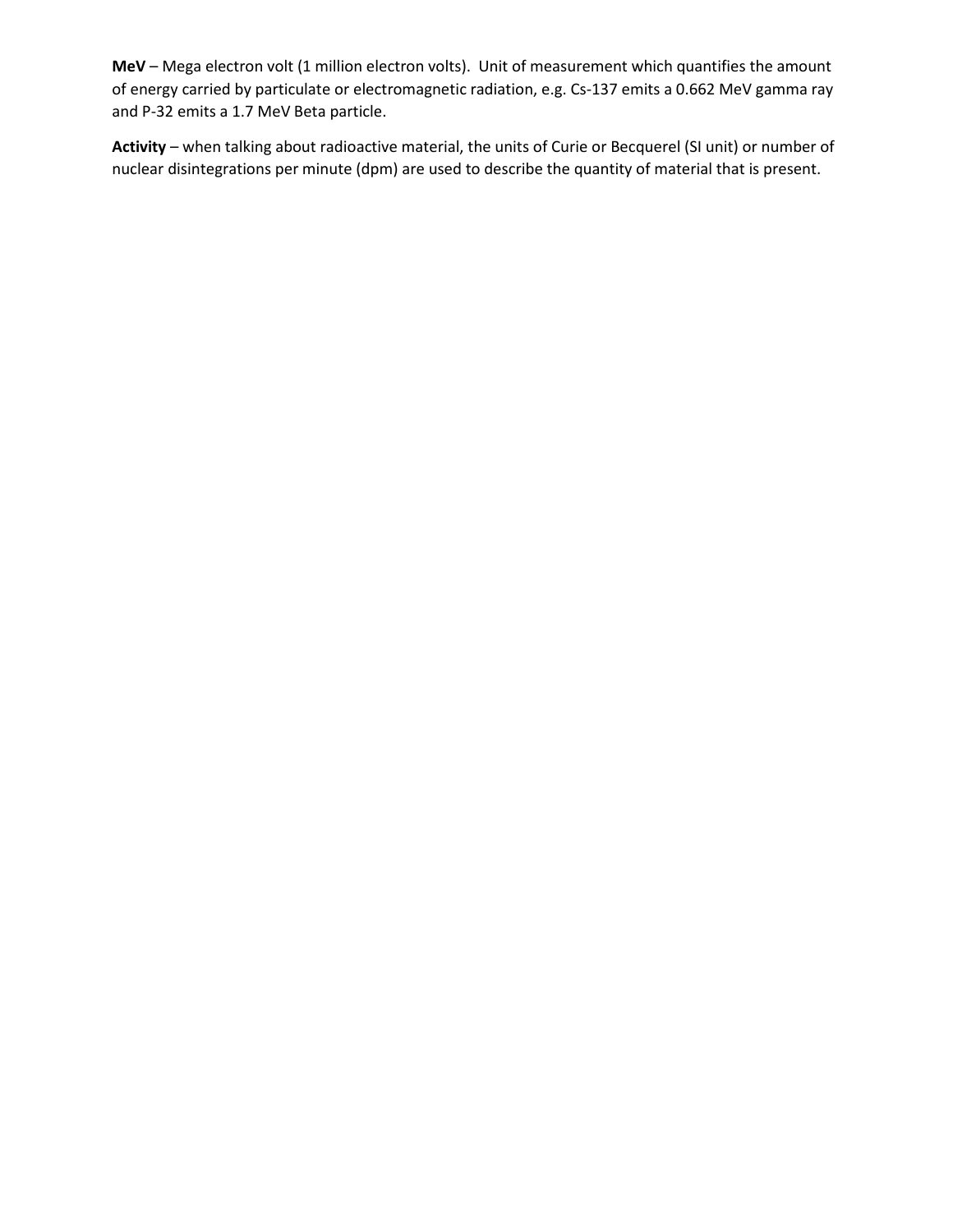**MeV** – Mega electron volt (1 million electron volts). Unit of measurement which quantifies the amount of energy carried by particulate or electromagnetic radiation, e.g. Cs-137 emits a 0.662 MeV gamma ray and P-32 emits a 1.7 MeV Beta particle.

**Activity** – when talking about radioactive material, the units of Curie or Becquerel (SI unit) or number of nuclear disintegrations per minute (dpm) are used to describe the quantity of material that is present.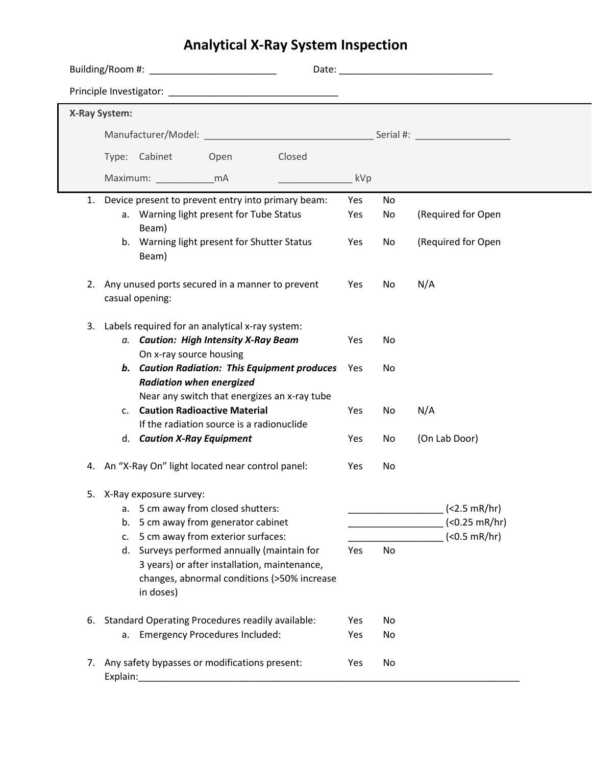# Analytical X-Ray System Inspection

Building/Room #: ________________________ Date: _____________________________

Principle Investigator: _______________________________

**X-Ray System:**

Manufacturer/Model: _______________________________ Serial #: _________________

Type: Cabinet Open Closed

Maximum: ___________mA _____________ kVp

1. Device present to prevent entry into primary beam: Yes No
   a. Warning light present for Tube Status — Yes No (Required for Open Beam)
   b. Warning light present for Shutter Status — Yes No (Required for Open Beam)

2. Any unused ports secured in a manner to prevent casual opening: Yes No N/A

3. Labels required for an analytical x-ray system:
   a. ***Caution: High Intensity X-Ray Beam*** — Yes No
      On x-ray source housing
   b. ***Caution Radiation: This Equipment produces Radiation when energized*** — Yes No
      Near any switch that energizes an x-ray tube
   c. **Caution Radioactive Material** — Yes No N/A
      If the radiation source is a radionuclide
   d. ***Caution X-Ray Equipment*** — Yes No (On Lab Door)

4. An "X-Ray On" light located near control panel: Yes No

5. X-Ray exposure survey:
   a. 5 cm away from closed shutters: _________________ (<2.5 mR/hr)
   b. 5 cm away from generator cabinet _________________ (<0.25 mR/hr)
   c. 5 cm away from exterior surfaces: _________________ (<0.5 mR/hr)
   d. Surveys performed annually (maintain for 3 years) or after installation, maintenance, changes, abnormal conditions (>50% increase in doses) — Yes No

6. Standard Operating Procedures readily available: Yes No
   a. Emergency Procedures Included: Yes No

7. Any safety bypasses or modifications present: Yes No
   Explain:_____________________________________________________________________________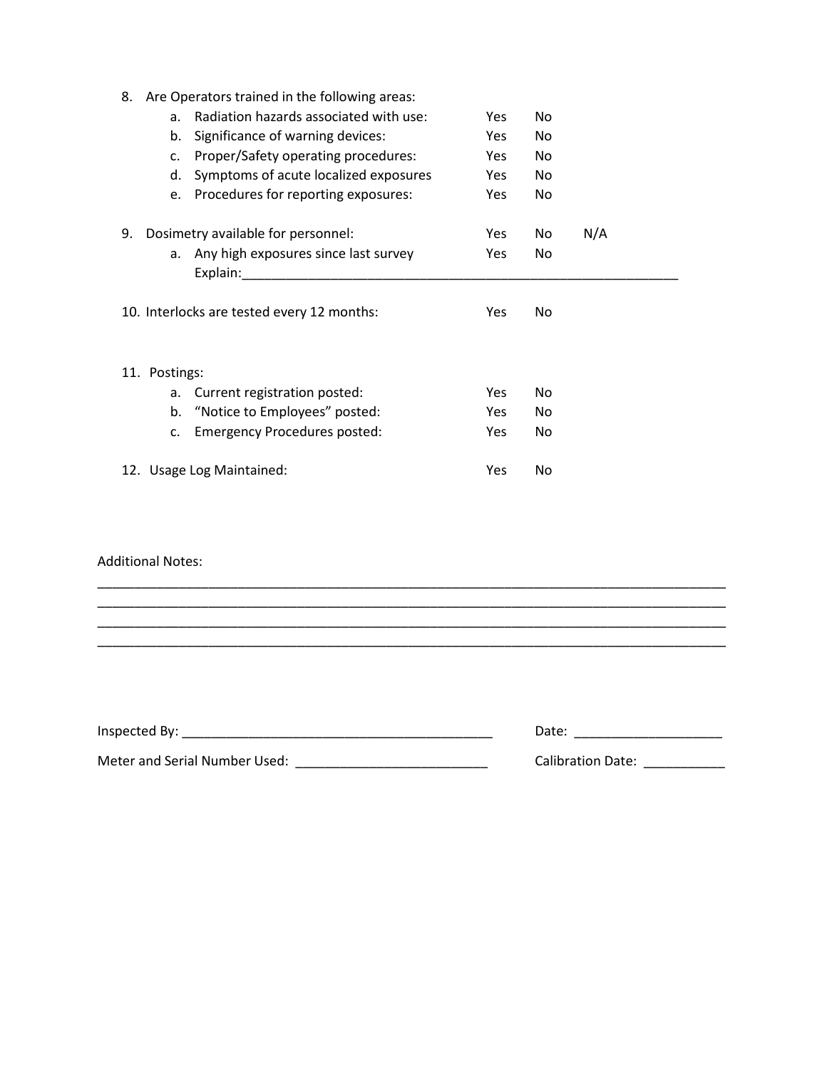8. Are Operators trained in the following areas:
   a. Radiation hazards associated with use: Yes No
   b. Significance of warning devices: Yes No
   c. Proper/Safety operating procedures: Yes No
   d. Symptoms of acute localized exposures Yes No
   e. Procedures for reporting exposures: Yes No

9. Dosimetry available for personnel: Yes No N/A
   a. Any high exposures since last survey Yes No
      Explain:_______________________________________________________________

10. Interlocks are tested every 12 months: Yes No

11. Postings:
    a. Current registration posted: Yes No
    b. "Notice to Employees" posted: Yes No
    c. Emergency Procedures posted: Yes No

12. Usage Log Maintained: Yes No

Additional Notes:
_____________________________________________________________________________________
_____________________________________________________________________________________
_____________________________________________________________________________________
_____________________________________________________________________________________

Inspected By: ___________________________________________ Date: ____________________

Meter and Serial Number Used: __________________________ Calibration Date: ___________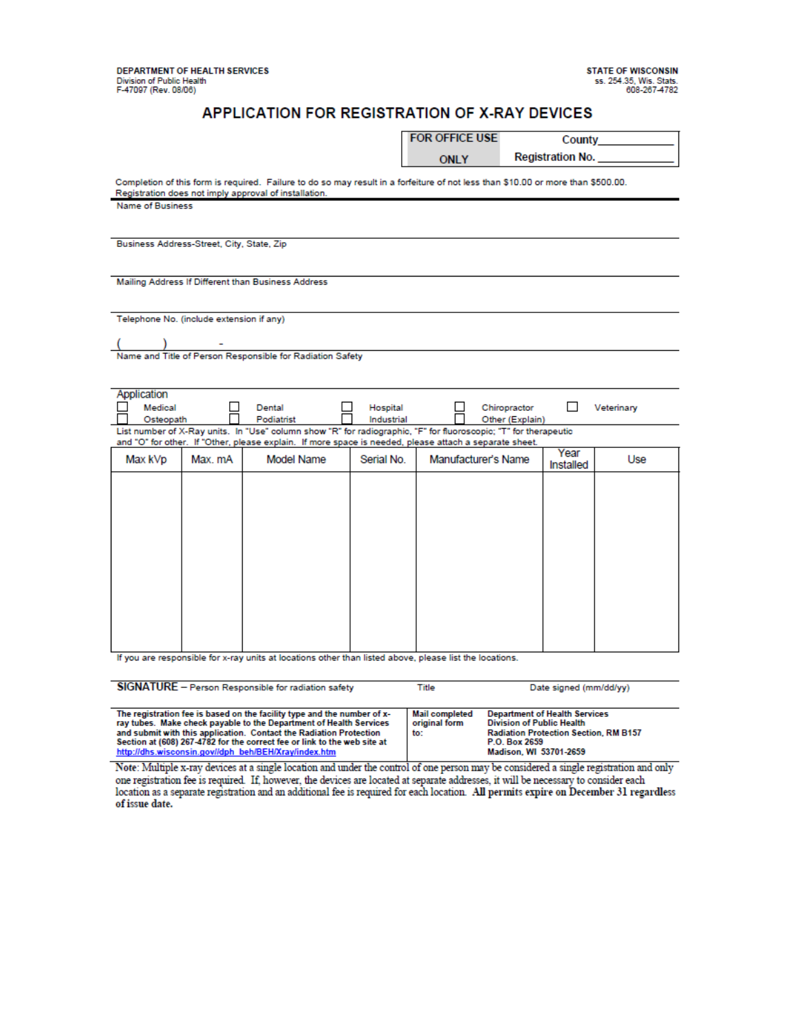DEPARTMENT OF HEALTH SERVICES
Division of Public Health
F-47097 (Rev. 08/06)

STATE OF WISCONSIN
ss. 254.35, Wis. Stats.
608-267-4782

# APPLICATION FOR REGISTRATION OF X-RAY DEVICES

| FOR OFFICE USE ONLY | County\_\_\_\_\_\_\_\_\_\_ Registration No. \_\_\_\_\_\_\_\_\_\_ |
|---|---|

Completion of this form is required. Failure to do so may result in a forfeiture of not less than $10.00 or more than $500.00.
Registration does not imply approval of installation.

Name of Business

Business Address-Street, City, State, Zip

Mailing Address If Different than Business Address

Telephone No. (include extension if any)

( ) -

Name and Title of Person Responsible for Radiation Safety

Application

☐ Medical ☐ Dental ☐ Hospital ☐ Chiropractor ☐ Veterinary
☐ Osteopath ☐ Podiatrist ☐ Industrial ☐ Other (Explain)

List number of X-Ray units. In "Use" column show "R" for radiographic, "F" for fluoroscopic; "T" for therapeutic and "O" for other. If "Other, please explain. If more space is needed, please attach a separate sheet.

| Max kVp | Max. mA | Model Name | Serial No. | Manufacturer's Name | Year Installed | Use |
|---|---|---|---|---|---|---|
| | | | | | | |

If you are responsible for x-ray units at locations other than listed above, please list the locations.

**SIGNATURE** – Person Responsible for radiation safety | Title | Date signed (mm/dd/yy)

**The registration fee is based on the facility type and the number of x-ray tubes. Make check payable to the Department of Health Services and submit with this application. Contact the Radiation Protection Section at (608) 267-4782 for the correct fee or link to the web site at http://dhs.wisconsin.gov/dph_beh/BEH/Xray/index.htm**

**Mail completed original form to:**

**Department of Health Services
Division of Public Health
Radiation Protection Section, RM B157
P.O. Box 2659
Madison, WI 53701-2659**

Note: Multiple x-ray devices at a single location and under the control of one person may be considered a single registration and only one registration fee is required. If, however, the devices are located at separate addresses, it will be necessary to consider each location as a separate registration and an additional fee is required for each location. **All permits expire on December 31 regardless of issue date.**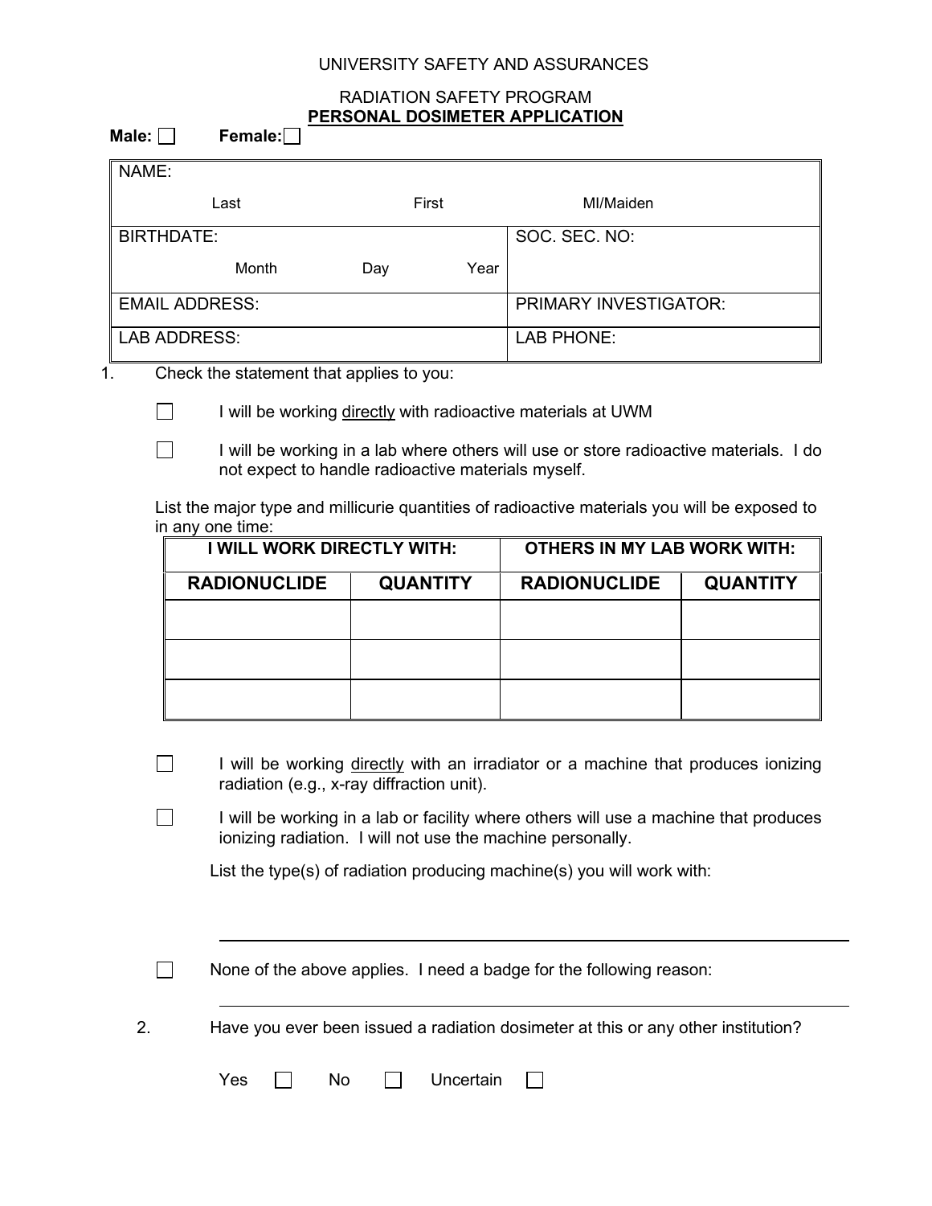UNIVERSITY SAFETY AND ASSURANCES

RADIATION SAFETY PROGRAM

## PERSONAL DOSIMETER APPLICATION

**Male:** ☐ **Female:** ☐

| NAME: Last First MI/Maiden | |
|---|---|
| BIRTHDATE: Month Day Year | SOC. SEC. NO: |
| EMAIL ADDRESS: | PRIMARY INVESTIGATOR: |
| LAB ADDRESS: | LAB PHONE: |

1. Check the statement that applies to you:

   ☐ I will be working directly with radioactive materials at UWM

   ☐ I will be working in a lab where others will use or store radioactive materials. I do not expect to handle radioactive materials myself.

   List the major type and millicurie quantities of radioactive materials you will be exposed to in any one time:

| I WILL WORK DIRECTLY WITH: | | OTHERS IN MY LAB WORK WITH: | |
|---|---|---|---|
| **RADIONUCLIDE** | **QUANTITY** | **RADIONUCLIDE** | **QUANTITY** |
| | | | |
| | | | |
| | | | |

   ☐ I will be working directly with an irradiator or a machine that produces ionizing radiation (e.g., x-ray diffraction unit).

   ☐ I will be working in a lab or facility where others will use a machine that produces ionizing radiation. I will not use the machine personally.

   List the type(s) of radiation producing machine(s) you will work with:

   ______________________________________________

   ☐ None of the above applies. I need a badge for the following reason:

   ______________________________________________

2. Have you ever been issued a radiation dosimeter at this or any other institution?

   Yes ☐ No ☐ Uncertain ☐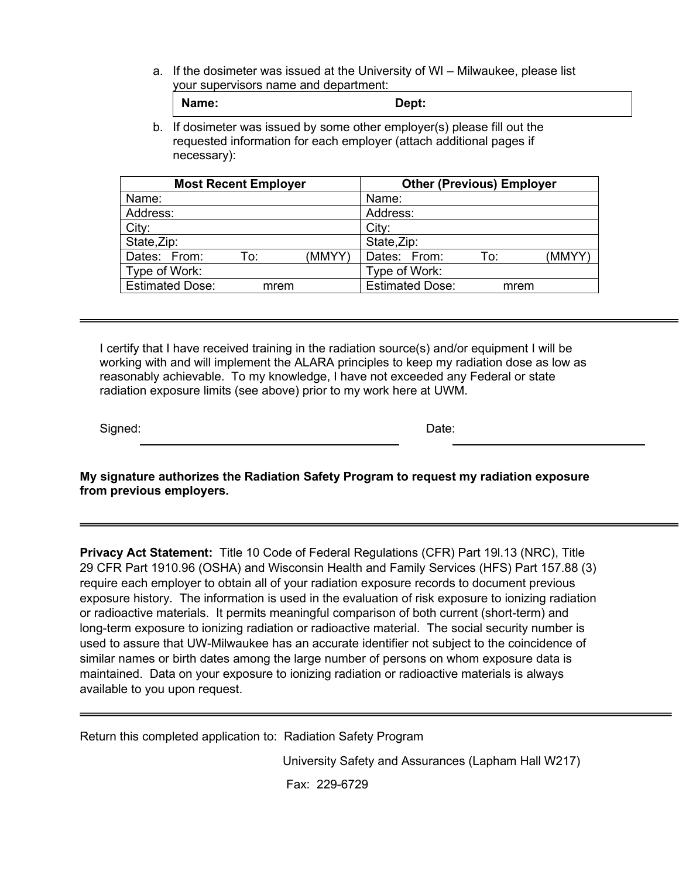a. If the dosimeter was issued at the University of WI – Milwaukee, please list your supervisors name and department:

| **Name:** | **Dept:** |
|---|---|

b. If dosimeter was issued by some other employer(s) please fill out the requested information for each employer (attach additional pages if necessary):

| Most Recent Employer | Other (Previous) Employer |
|---|---|
| Name: | Name: |
| Address: | Address: |
| City: | City: |
| State,Zip: | State,Zip: |
| Dates: From: To: (MMYY) | Dates: From: To: (MMYY) |
| Type of Work: | Type of Work: |
| Estimated Dose: mrem | Estimated Dose: mrem |

---

I certify that I have received training in the radiation source(s) and/or equipment I will be working with and will implement the ALARA principles to keep my radiation dose as low as reasonably achievable. To my knowledge, I have not exceeded any Federal or state radiation exposure limits (see above) prior to my work here at UWM.

Signed: \_\_\_\_\_\_\_\_\_\_\_\_\_\_\_\_\_\_\_\_\_\_\_\_\_\_\_\_ Date: \_\_\_\_\_\_\_\_\_\_\_\_\_\_\_\_\_\_\_\_

**My signature authorizes the Radiation Safety Program to request my radiation exposure from previous employers.**

---

**Privacy Act Statement:** Title 10 Code of Federal Regulations (CFR) Part 19l.13 (NRC), Title 29 CFR Part 1910.96 (OSHA) and Wisconsin Health and Family Services (HFS) Part 157.88 (3) require each employer to obtain all of your radiation exposure records to document previous exposure history. The information is used in the evaluation of risk exposure to ionizing radiation or radioactive materials. It permits meaningful comparison of both current (short-term) and long-term exposure to ionizing radiation or radioactive material. The social security number is used to assure that UW-Milwaukee has an accurate identifier not subject to the coincidence of similar names or birth dates among the large number of persons on whom exposure data is maintained. Data on your exposure to ionizing radiation or radioactive materials is always available to you upon request.

---

Return this completed application to: Radiation Safety Program

University Safety and Assurances (Lapham Hall W217)

Fax: 229-6729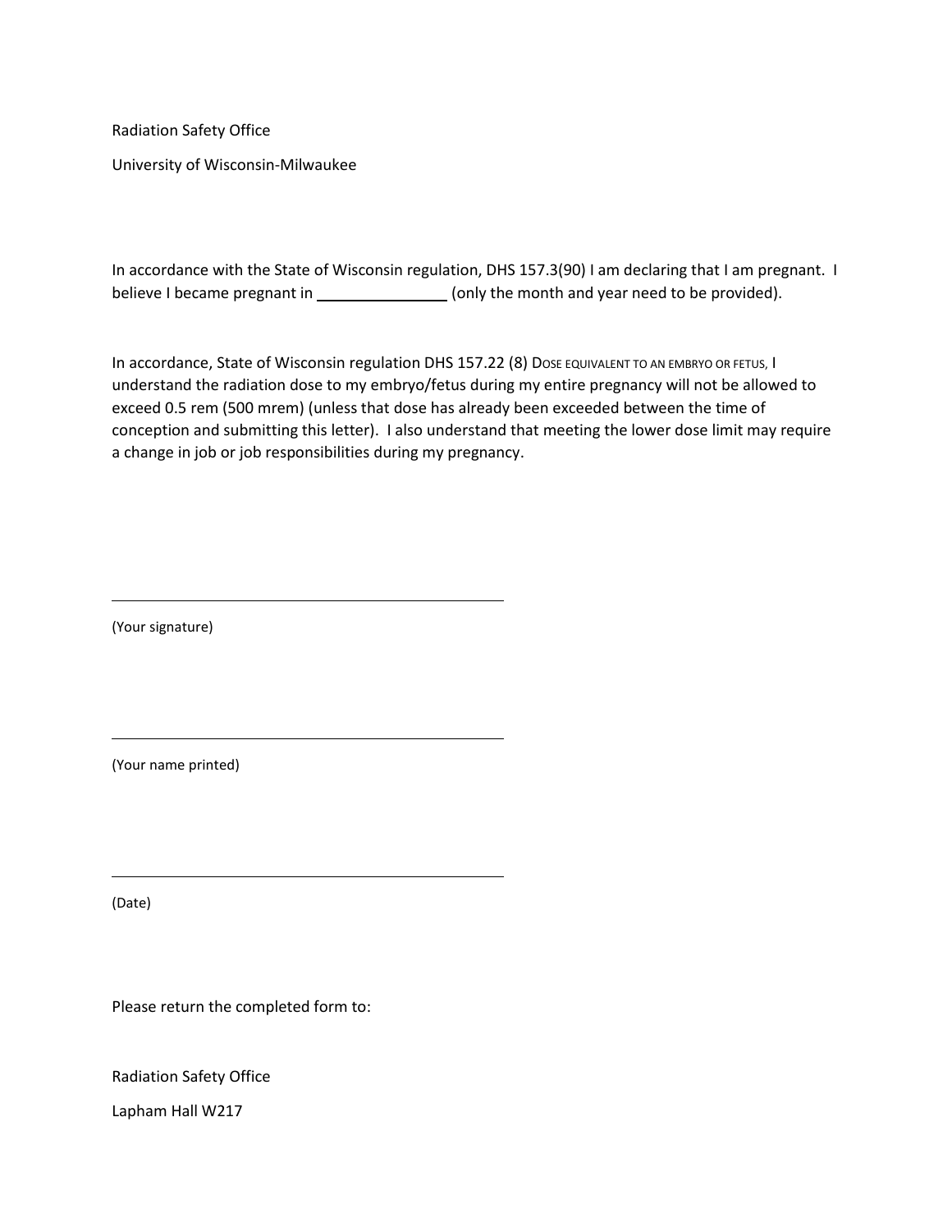Radiation Safety Office

University of Wisconsin-Milwaukee

In accordance with the State of Wisconsin regulation, DHS 157.3(90) I am declaring that I am pregnant. I believe I became pregnant in \_\_\_\_\_\_\_\_\_\_\_\_\_\_\_\_ (only the month and year need to be provided).

In accordance, State of Wisconsin regulation DHS 157.22 (8) DOSE EQUIVALENT TO AN EMBRYO OR FETUS, I understand the radiation dose to my embryo/fetus during my entire pregnancy will not be allowed to exceed 0.5 rem (500 mrem) (unless that dose has already been exceeded between the time of conception and submitting this letter). I also understand that meeting the lower dose limit may require a change in job or job responsibilities during my pregnancy.

\_\_\_\_\_\_\_\_\_\_\_\_\_\_\_\_\_\_\_\_\_\_\_\_\_\_\_\_\_\_\_\_\_\_\_\_\_\_\_\_

(Your signature)

\_\_\_\_\_\_\_\_\_\_\_\_\_\_\_\_\_\_\_\_\_\_\_\_\_\_\_\_\_\_\_\_\_\_\_\_\_\_\_\_

(Your name printed)

\_\_\_\_\_\_\_\_\_\_\_\_\_\_\_\_\_\_\_\_\_\_\_\_\_\_\_\_\_\_\_\_\_\_\_\_\_\_\_\_

(Date)

Please return the completed form to:

Radiation Safety Office

Lapham Hall W217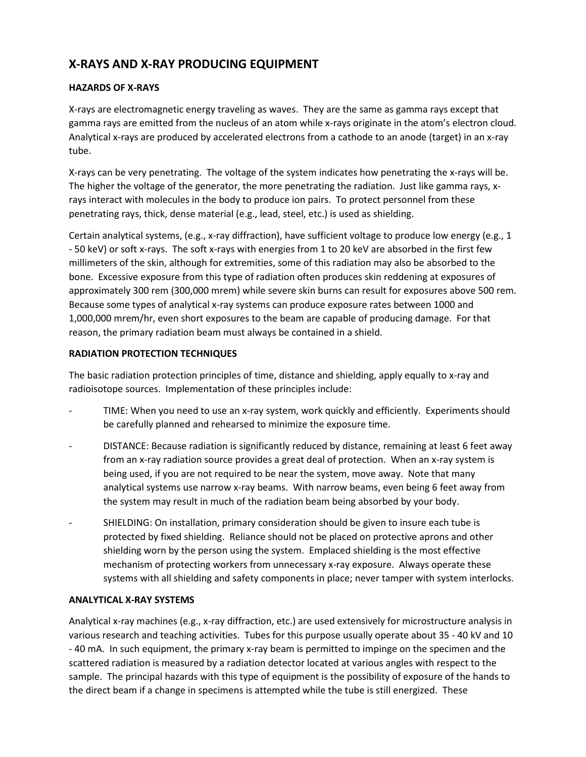# X-RAYS AND X-RAY PRODUCING EQUIPMENT

## HAZARDS OF X-RAYS

X-rays are electromagnetic energy traveling as waves. They are the same as gamma rays except that gamma rays are emitted from the nucleus of an atom while x-rays originate in the atom's electron cloud. Analytical x-rays are produced by accelerated electrons from a cathode to an anode (target) in an x-ray tube.

X-rays can be very penetrating. The voltage of the system indicates how penetrating the x-rays will be. The higher the voltage of the generator, the more penetrating the radiation. Just like gamma rays, x-rays interact with molecules in the body to produce ion pairs. To protect personnel from these penetrating rays, thick, dense material (e.g., lead, steel, etc.) is used as shielding.

Certain analytical systems, (e.g., x-ray diffraction), have sufficient voltage to produce low energy (e.g., 1 - 50 keV) or soft x-rays. The soft x-rays with energies from 1 to 20 keV are absorbed in the first few millimeters of the skin, although for extremities, some of this radiation may also be absorbed to the bone. Excessive exposure from this type of radiation often produces skin reddening at exposures of approximately 300 rem (300,000 mrem) while severe skin burns can result for exposures above 500 rem. Because some types of analytical x-ray systems can produce exposure rates between 1000 and 1,000,000 mrem/hr, even short exposures to the beam are capable of producing damage. For that reason, the primary radiation beam must always be contained in a shield.

## RADIATION PROTECTION TECHNIQUES

The basic radiation protection principles of time, distance and shielding, apply equally to x-ray and radioisotope sources. Implementation of these principles include:

- TIME: When you need to use an x-ray system, work quickly and efficiently. Experiments should be carefully planned and rehearsed to minimize the exposure time.
- DISTANCE: Because radiation is significantly reduced by distance, remaining at least 6 feet away from an x-ray radiation source provides a great deal of protection. When an x-ray system is being used, if you are not required to be near the system, move away. Note that many analytical systems use narrow x-ray beams. With narrow beams, even being 6 feet away from the system may result in much of the radiation beam being absorbed by your body.
- SHIELDING: On installation, primary consideration should be given to insure each tube is protected by fixed shielding. Reliance should not be placed on protective aprons and other shielding worn by the person using the system. Emplaced shielding is the most effective mechanism of protecting workers from unnecessary x-ray exposure. Always operate these systems with all shielding and safety components in place; never tamper with system interlocks.

## ANALYTICAL X-RAY SYSTEMS

Analytical x-ray machines (e.g., x-ray diffraction, etc.) are used extensively for microstructure analysis in various research and teaching activities. Tubes for this purpose usually operate about 35 - 40 kV and 10 - 40 mA. In such equipment, the primary x-ray beam is permitted to impinge on the specimen and the scattered radiation is measured by a radiation detector located at various angles with respect to the sample. The principal hazards with this type of equipment is the possibility of exposure of the hands to the direct beam if a change in specimens is attempted while the tube is still energized. These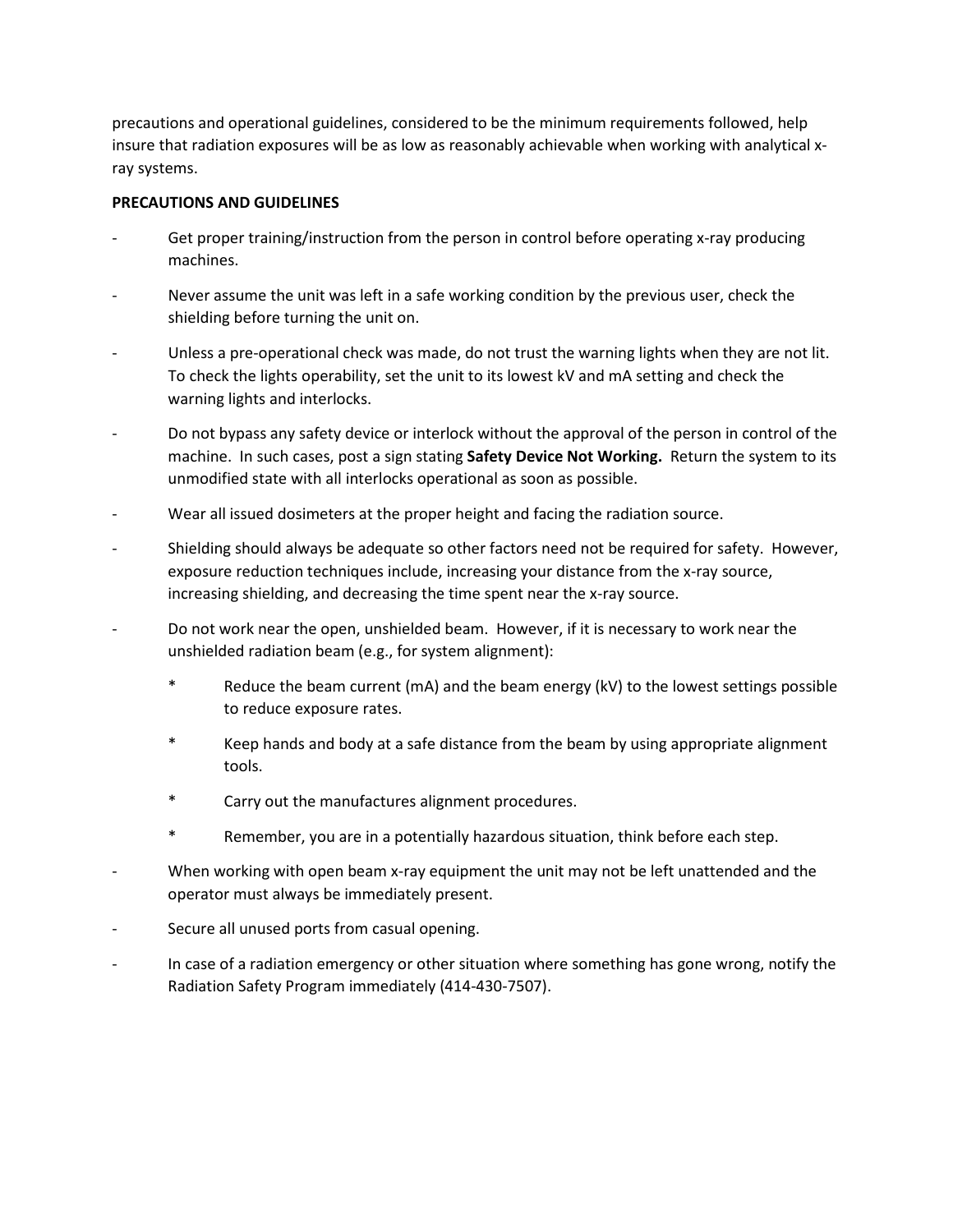precautions and operational guidelines, considered to be the minimum requirements followed, help insure that radiation exposures will be as low as reasonably achievable when working with analytical x-ray systems.

**PRECAUTIONS AND GUIDELINES**

- Get proper training/instruction from the person in control before operating x-ray producing machines.
- Never assume the unit was left in a safe working condition by the previous user, check the shielding before turning the unit on.
- Unless a pre-operational check was made, do not trust the warning lights when they are not lit. To check the lights operability, set the unit to its lowest kV and mA setting and check the warning lights and interlocks.
- Do not bypass any safety device or interlock without the approval of the person in control of the machine. In such cases, post a sign stating **Safety Device Not Working.** Return the system to its unmodified state with all interlocks operational as soon as possible.
- Wear all issued dosimeters at the proper height and facing the radiation source.
- Shielding should always be adequate so other factors need not be required for safety. However, exposure reduction techniques include, increasing your distance from the x-ray source, increasing shielding, and decreasing the time spent near the x-ray source.
- Do not work near the open, unshielded beam. However, if it is necessary to work near the unshielded radiation beam (e.g., for system alignment):
  - Reduce the beam current (mA) and the beam energy (kV) to the lowest settings possible to reduce exposure rates.
  - Keep hands and body at a safe distance from the beam by using appropriate alignment tools.
  - Carry out the manufactures alignment procedures.
  - Remember, you are in a potentially hazardous situation, think before each step.
- When working with open beam x-ray equipment the unit may not be left unattended and the operator must always be immediately present.
- Secure all unused ports from casual opening.
- In case of a radiation emergency or other situation where something has gone wrong, notify the Radiation Safety Program immediately (414-430-7507).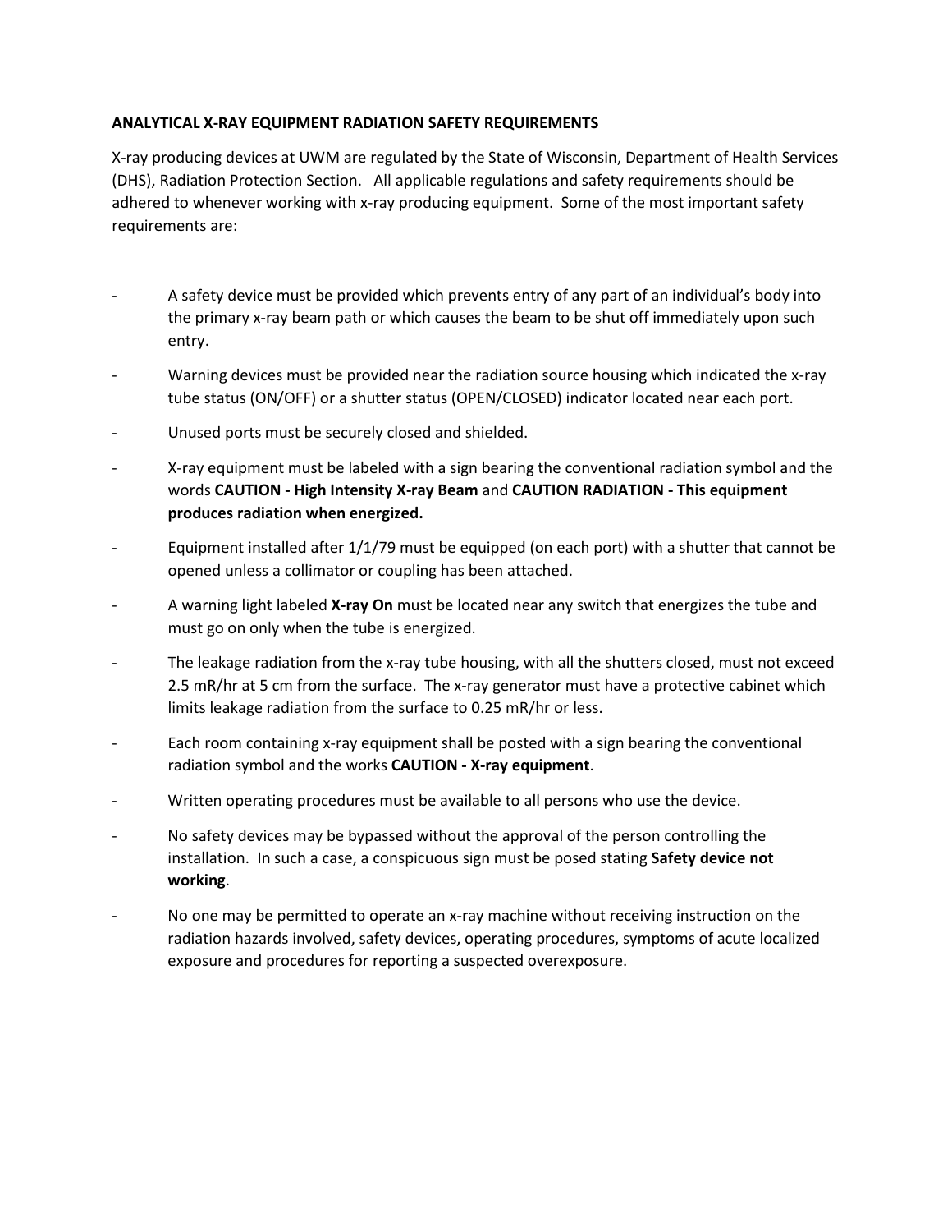**ANALYTICAL X-RAY EQUIPMENT RADIATION SAFETY REQUIREMENTS**

X-ray producing devices at UWM are regulated by the State of Wisconsin, Department of Health Services (DHS), Radiation Protection Section. All applicable regulations and safety requirements should be adhered to whenever working with x-ray producing equipment. Some of the most important safety requirements are:

- A safety device must be provided which prevents entry of any part of an individual's body into the primary x-ray beam path or which causes the beam to be shut off immediately upon such entry.
- Warning devices must be provided near the radiation source housing which indicated the x-ray tube status (ON/OFF) or a shutter status (OPEN/CLOSED) indicator located near each port.
- Unused ports must be securely closed and shielded.
- X-ray equipment must be labeled with a sign bearing the conventional radiation symbol and the words **CAUTION - High Intensity X-ray Beam** and **CAUTION RADIATION - This equipment produces radiation when energized.**
- Equipment installed after 1/1/79 must be equipped (on each port) with a shutter that cannot be opened unless a collimator or coupling has been attached.
- A warning light labeled **X-ray On** must be located near any switch that energizes the tube and must go on only when the tube is energized.
- The leakage radiation from the x-ray tube housing, with all the shutters closed, must not exceed 2.5 mR/hr at 5 cm from the surface. The x-ray generator must have a protective cabinet which limits leakage radiation from the surface to 0.25 mR/hr or less.
- Each room containing x-ray equipment shall be posted with a sign bearing the conventional radiation symbol and the works **CAUTION - X-ray equipment**.
- Written operating procedures must be available to all persons who use the device.
- No safety devices may be bypassed without the approval of the person controlling the installation. In such a case, a conspicuous sign must be posed stating **Safety device not working**.
- No one may be permitted to operate an x-ray machine without receiving instruction on the radiation hazards involved, safety devices, operating procedures, symptoms of acute localized exposure and procedures for reporting a suspected overexposure.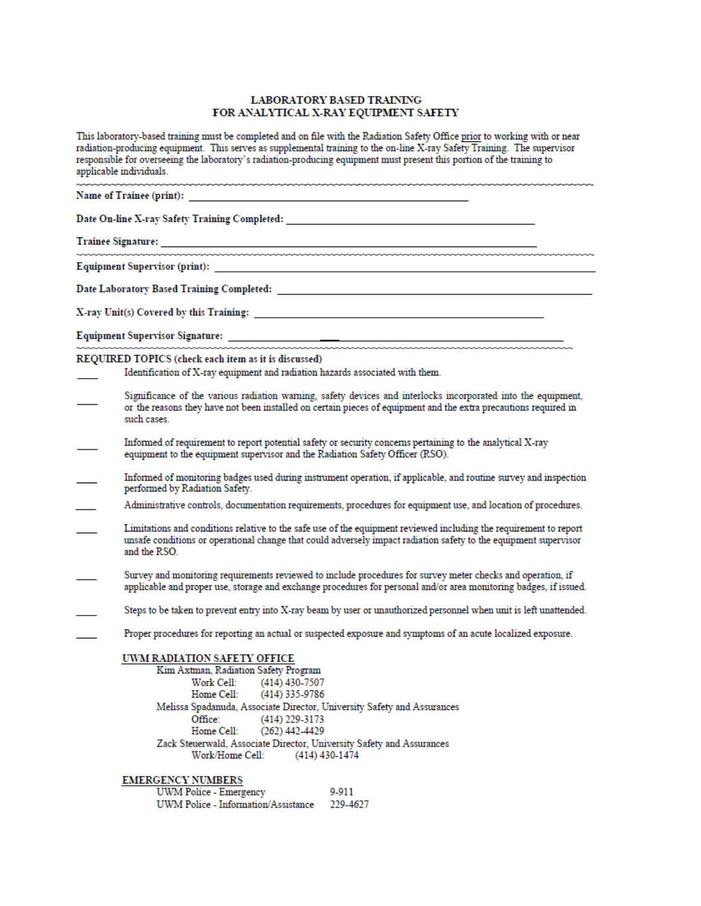## LABORATORY BASED TRAINING FOR ANALYTICAL X-RAY EQUIPMENT SAFETY

This laboratory-based training must be completed and on file with the Radiation Safety Office prior to working with or near radiation-producing equipment. This serves as supplemental training to the on-line X-ray Safety Training. The supervisor responsible for overseeing the laboratory's radiation-producing equipment must present this portion of the training to applicable individuals.

---

**Name of Trainee (print):** ______________________________

**Date On-line X-ray Safety Training Completed:** ______________________________

**Trainee Signature:** ______________________________

---

**Equipment Supervisor (print):** ______________________________

**Date Laboratory Based Training Completed:** ______________________________

**X-ray Unit(s) Covered by this Training:** ______________________________

**Equipment Supervisor Signature:** ______________________________

---

**REQUIRED TOPICS (check each item as it is discussed)**

____ Identification of X-ray equipment and radiation hazards associated with them.

____ Significance of the various radiation warning, safety devices and interlocks incorporated into the equipment, or the reasons they have not been installed on certain pieces of equipment and the extra precautions required in such cases.

____ Informed of requirement to report potential safety or security concerns pertaining to the analytical X-ray equipment to the equipment supervisor and the Radiation Safety Officer (RSO).

____ Informed of monitoring badges used during instrument operation, if applicable, and routine survey and inspection performed by Radiation Safety.

____ Administrative controls, documentation requirements, procedures for equipment use, and location of procedures.

____ Limitations and conditions relative to the safe use of the equipment reviewed including the requirement to report unsafe conditions or operational change that could adversely impact radiation safety to the equipment supervisor and the RSO.

____ Survey and monitoring requirements reviewed to include procedures for survey meter checks and operation, if applicable and proper use, storage and exchange procedures for personal and/or area monitoring badges, if issued.

____ Steps to be taken to prevent entry into X-ray beam by user or unauthorized personnel when unit is left unattended.

____ Proper procedures for reporting an actual or suspected exposure and symptoms of an acute localized exposure.

**UWM RADIATION SAFETY OFFICE**

Kim Axtman, Radiation Safety Program
- Work Cell: (414) 430-7507
- Home Cell: (414) 335-9786

Melissa Spadanuda, Associate Director, University Safety and Assurances
- Office: (414) 229-3173
- Home Cell: (262) 442-4429

Zack Steuerwald, Associate Director, University Safety and Assurances
- Work/Home Cell: (414) 430-1474

**EMERGENCY NUMBERS**

| | |
|---|---|
| UWM Police - Emergency | 9-911 |
| UWM Police - Information/Assistance | 229-4627 |